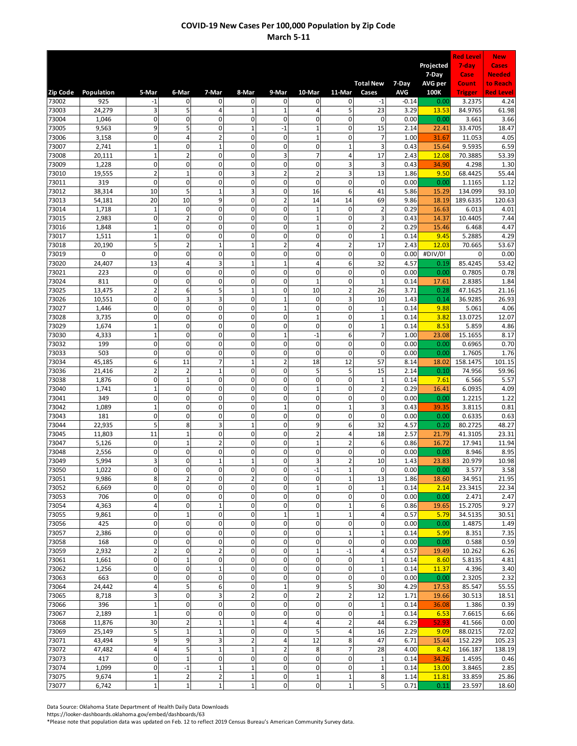# COVID-19 New Cases Per 100,000 Population by Zip Code

## March 5-11

| Zip Code | Population | 5-Mar | 6-Mar | 7-Mar | 8-Mar | 9-Mar | 10-Mar | 11-Mar | Total New Cases | 7-Day AVG | Projected 7-Day AVG per 100K | Red Level 7-day Case Count Trigger | New Cases Needed to Reach Red Level |
|---|---|---|---|---|---|---|---|---|---|---|---|---|---|
| 73002 | 925 | -1 | 0 | 0 | 0 | 0 | 0 | 0 | -1 | -0.14 | 0.00 | 3.2375 | 4.24 |
| 73003 | 24,279 | 3 | 5 | 4 | 1 | 1 | 4 | 5 | 23 | 3.29 | 13.53 | 84.9765 | 61.98 |
| 73004 | 1,046 | 0 | 0 | 0 | 0 | 0 | 0 | 0 | 0 | 0.00 | 0.00 | 3.661 | 3.66 |
| 73005 | 9,563 | 9 | 5 | 0 | 1 | -1 | 1 | 0 | 15 | 2.14 | 22.41 | 33.4705 | 18.47 |
| 73006 | 3,158 | 0 | 4 | 2 | 0 | 0 | 1 | 0 | 7 | 1.00 | 31.67 | 11.053 | 4.05 |
| 73007 | 2,741 | 1 | 0 | 1 | 0 | 0 | 0 | 1 | 3 | 0.43 | 15.64 | 9.5935 | 6.59 |
| 73008 | 20,111 | 1 | 2 | 0 | 0 | 3 | 7 | 4 | 17 | 2.43 | 12.08 | 70.3885 | 53.39 |
| 73009 | 1,228 | 0 | 0 | 0 | 0 | 0 | 0 | 3 | 3 | 0.43 | 34.90 | 4.298 | 1.30 |
| 73010 | 19,555 | 2 | 1 | 0 | 3 | 2 | 2 | 3 | 13 | 1.86 | 9.50 | 68.4425 | 55.44 |
| 73011 | 319 | 0 | 0 | 0 | 0 | 0 | 0 | 0 | 0 | 0.00 | 0.00 | 1.1165 | 1.12 |
| 73012 | 38,314 | 10 | 5 | 1 | 3 | 0 | 16 | 6 | 41 | 5.86 | 15.29 | 134.099 | 93.10 |
| 73013 | 54,181 | 20 | 10 | 9 | 0 | 2 | 14 | 14 | 69 | 9.86 | 18.19 | 189.6335 | 120.63 |
| 73014 | 1,718 | 1 | 0 | 0 | 0 | 0 | 1 | 0 | 2 | 0.29 | 16.63 | 6.013 | 4.01 |
| 73015 | 2,983 | 0 | 2 | 0 | 0 | 0 | 1 | 0 | 3 | 0.43 | 14.37 | 10.4405 | 7.44 |
| 73016 | 1,848 | 1 | 0 | 0 | 0 | 0 | 1 | 0 | 2 | 0.29 | 15.46 | 6.468 | 4.47 |
| 73017 | 1,511 | 1 | 0 | 0 | 0 | 0 | 0 | 0 | 1 | 0.14 | 9.45 | 5.2885 | 4.29 |
| 73018 | 20,190 | 5 | 2 | 1 | 1 | 2 | 4 | 2 | 17 | 2.43 | 12.03 | 70.665 | 53.67 |
| 73019 | 0 | 0 | 0 | 0 | 0 | 0 | 0 | 0 | 0 | 0.00 | #DIV/0! | 0 | 0.00 |
| 73020 | 24,407 | 13 | 4 | 3 | 1 | 1 | 4 | 6 | 32 | 4.57 | 0.19 | 85.4245 | 53.42 |
| 73021 | 223 | 0 | 0 | 0 | 0 | 0 | 0 | 0 | 0 | 0.00 | 0.00 | 0.7805 | 0.78 |
| 73024 | 811 | 0 | 0 | 0 | 0 | 0 | 1 | 0 | 1 | 0.14 | 17.61 | 2.8385 | 1.84 |
| 73025 | 13,475 | 2 | 6 | 5 | 1 | 0 | 10 | 2 | 26 | 3.71 | 0.28 | 47.1625 | 21.16 |
| 73026 | 10,551 | 0 | 3 | 3 | 0 | 1 | 0 | 3 | 10 | 1.43 | 0.14 | 36.9285 | 26.93 |
| 73027 | 1,446 | 0 | 0 | 0 | 0 | 1 | 0 | 0 | 1 | 0.14 | 9.88 | 5.061 | 4.06 |
| 73028 | 3,735 | 0 | 0 | 0 | 0 | 0 | 1 | 0 | 1 | 0.14 | 3.82 | 13.0725 | 12.07 |
| 73029 | 1,674 | 1 | 0 | 0 | 0 | 0 | 0 | 0 | 1 | 0.14 | 8.53 | 5.859 | 4.86 |
| 73030 | 4,333 | 1 | 0 | 0 | 0 | 1 | -1 | 6 | 7 | 1.00 | 23.08 | 15.1655 | 8.17 |
| 73032 | 199 | 0 | 0 | 0 | 0 | 0 | 0 | 0 | 0 | 0.00 | 0.00 | 0.6965 | 0.70 |
| 73033 | 503 | 0 | 0 | 0 | 0 | 0 | 0 | 0 | 0 | 0.00 | 0.00 | 1.7605 | 1.76 |
| 73034 | 45,185 | 6 | 11 | 7 | 1 | 2 | 18 | 12 | 57 | 8.14 | 18.02 | 158.1475 | 101.15 |
| 73036 | 21,416 | 2 | 2 | 1 | 0 | 0 | 5 | 5 | 15 | 2.14 | 0.10 | 74.956 | 59.96 |
| 73038 | 1,876 | 0 | 1 | 0 | 0 | 0 | 0 | 0 | 1 | 0.14 | 7.61 | 6.566 | 5.57 |
| 73040 | 1,741 | 1 | 0 | 0 | 0 | 0 | 1 | 0 | 2 | 0.29 | 16.41 | 6.0935 | 4.09 |
| 73041 | 349 | 0 | 0 | 0 | 0 | 0 | 0 | 0 | 0 | 0.00 | 0.00 | 1.2215 | 1.22 |
| 73042 | 1,089 | 1 | 0 | 0 | 0 | 1 | 0 | 1 | 3 | 0.43 | 39.35 | 3.8115 | 0.81 |
| 73043 | 181 | 0 | 0 | 0 | 0 | 0 | 0 | 0 | 0 | 0.00 | 0.00 | 0.6335 | 0.63 |
| 73044 | 22,935 | 5 | 8 | 3 | 1 | 0 | 9 | 6 | 32 | 4.57 | 0.20 | 80.2725 | 48.27 |
| 73045 | 11,803 | 11 | 1 | 0 | 0 | 0 | 2 | 4 | 18 | 2.57 | 21.79 | 41.3105 | 23.31 |
| 73047 | 5,126 | 0 | 1 | 2 | 0 | 0 | 1 | 2 | 6 | 0.86 | 16.72 | 17.941 | 11.94 |
| 73048 | 2,556 | 0 | 0 | 0 | 0 | 0 | 0 | 0 | 0 | 0.00 | 0.00 | 8.946 | 8.95 |
| 73049 | 5,994 | 3 | 0 | 1 | 1 | 0 | 3 | 2 | 10 | 1.43 | 23.83 | 20.979 | 10.98 |
| 73050 | 1,022 | 0 | 0 | 0 | 0 | 0 | -1 | 1 | 0 | 0.00 | 0.00 | 3.577 | 3.58 |
| 73051 | 9,986 | 8 | 2 | 0 | 2 | 0 | 0 | 1 | 13 | 1.86 | 18.60 | 34.951 | 21.95 |
| 73052 | 6,669 | 0 | 0 | 0 | 0 | 0 | 1 | 0 | 1 | 0.14 | 2.14 | 23.3415 | 22.34 |
| 73053 | 706 | 0 | 0 | 0 | 0 | 0 | 0 | 0 | 0 | 0.00 | 0.00 | 2.471 | 2.47 |
| 73054 | 4,363 | 4 | 0 | 1 | 0 | 0 | 0 | 1 | 6 | 0.86 | 19.65 | 15.2705 | 9.27 |
| 73055 | 9,861 | 0 | 1 | 0 | 0 | 1 | 1 | 1 | 4 | 0.57 | 5.79 | 34.5135 | 30.51 |
| 73056 | 425 | 0 | 0 | 0 | 0 | 0 | 0 | 0 | 0 | 0.00 | 0.00 | 1.4875 | 1.49 |
| 73057 | 2,386 | 0 | 0 | 0 | 0 | 0 | 0 | 1 | 1 | 0.14 | 5.99 | 8.351 | 7.35 |
| 73058 | 168 | 0 | 0 | 0 | 0 | 0 | 0 | 0 | 0 | 0.00 | 0.00 | 0.588 | 0.59 |
| 73059 | 2,932 | 2 | 0 | 2 | 0 | 0 | 1 | -1 | 4 | 0.57 | 19.49 | 10.262 | 6.26 |
| 73061 | 1,661 | 0 | 1 | 0 | 0 | 0 | 0 | 0 | 1 | 0.14 | 8.60 | 5.8135 | 4.81 |
| 73062 | 1,256 | 0 | 0 | 1 | 0 | 0 | 0 | 0 | 1 | 0.14 | 11.37 | 4.396 | 3.40 |
| 73063 | 663 | 0 | 0 | 0 | 0 | 0 | 0 | 0 | 0 | 0.00 | 0.00 | 2.3205 | 2.32 |
| 73064 | 24,442 | 4 | 5 | 6 | 0 | 1 | 9 | 5 | 30 | 4.29 | 17.53 | 85.547 | 55.55 |
| 73065 | 8,718 | 3 | 0 | 3 | 2 | 0 | 2 | 2 | 12 | 1.71 | 19.66 | 30.513 | 18.51 |
| 73066 | 396 | 1 | 0 | 0 | 0 | 0 | 0 | 0 | 1 | 0.14 | 36.08 | 1.386 | 0.39 |
| 73067 | 2,189 | 1 | 0 | 0 | 0 | 0 | 0 | 0 | 1 | 0.14 | 6.53 | 7.6615 | 6.66 |
| 73068 | 11,876 | 30 | 2 | 1 | 1 | 4 | 4 | 2 | 44 | 6.29 | 52.93 | 41.566 | 0.00 |
| 73069 | 25,149 | 5 | 1 | 1 | 0 | 0 | 5 | 4 | 16 | 2.29 | 9.09 | 88.0215 | 72.02 |
| 73071 | 43,494 | 9 | 9 | 3 | 2 | 4 | 12 | 8 | 47 | 6.71 | 15.44 | 152.229 | 105.23 |
| 73072 | 47,482 | 4 | 5 | 1 | 1 | 2 | 8 | 7 | 28 | 4.00 | 8.42 | 166.187 | 138.19 |
| 73073 | 417 | 0 | 1 | 0 | 0 | 0 | 0 | 0 | 1 | 0.14 | 34.26 | 1.4595 | 0.46 |
| 73074 | 1,099 | 0 | -1 | 1 | 1 | 0 | 0 | 0 | 1 | 0.14 | 13.00 | 3.8465 | 2.85 |
| 73075 | 9,674 | 1 | 2 | 2 | 1 | 0 | 1 | 1 | 8 | 1.14 | 11.81 | 33.859 | 25.86 |
| 73077 | 6,742 | 1 | 1 | 1 | 1 | 0 | 0 | 1 | 5 | 0.71 | 0.11 | 23.597 | 18.60 |

Data Source: Oklahoma State Department of Health Daily Data Downloads
https://looker-dashboards.oklahoma.gov/embed/dashboards/63
*Please note that population data was updated on Feb. 12 to reflect 2019 Census Bureau's American Community Survey data.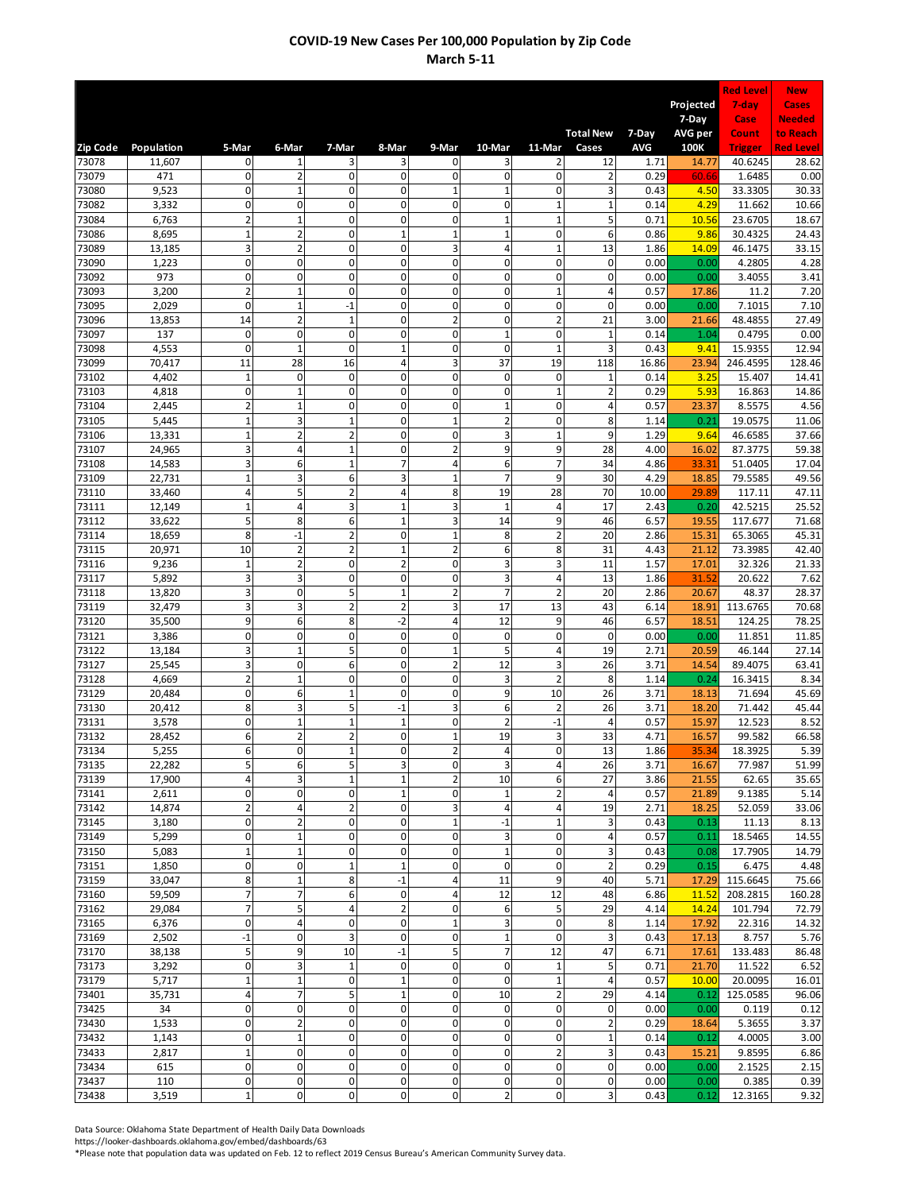## COVID-19 New Cases Per 100,000 Population by Zip Code
### March 5-11

| Zip Code | Population | 5-Mar | 6-Mar | 7-Mar | 8-Mar | 9-Mar | 10-Mar | 11-Mar | Total New Cases | 7-Day AVG | Projected 7-Day AVG per 100K | Red Level 7-day Case Count Trigger | New Cases Needed to Reach Red Level |
|---|---|---|---|---|---|---|---|---|---|---|---|---|---|
| 73078 | 11,607 | 0 | 1 | 3 | 3 | 0 | 3 | 2 | 12 | 1.71 | 14.77 | 40.6245 | 28.62 |
| 73079 | 471 | 0 | 2 | 0 | 0 | 0 | 0 | 0 | 2 | 0.29 | 60.66 | 1.6485 | 0.00 |
| 73080 | 9,523 | 0 | 1 | 0 | 0 | 1 | 1 | 0 | 3 | 0.43 | 4.50 | 33.3305 | 30.33 |
| 73082 | 3,332 | 0 | 0 | 0 | 0 | 0 | 0 | 1 | 1 | 0.14 | 4.29 | 11.662 | 10.66 |
| 73084 | 6,763 | 2 | 1 | 0 | 0 | 0 | 1 | 1 | 5 | 0.71 | 10.56 | 23.6705 | 18.67 |
| 73086 | 8,695 | 1 | 2 | 0 | 1 | 1 | 1 | 0 | 6 | 0.86 | 9.86 | 30.4325 | 24.43 |
| 73089 | 13,185 | 3 | 2 | 0 | 0 | 3 | 4 | 1 | 13 | 1.86 | 14.09 | 46.1475 | 33.15 |
| 73090 | 1,223 | 0 | 0 | 0 | 0 | 0 | 0 | 0 | 0 | 0.00 | 0.00 | 4.2805 | 4.28 |
| 73092 | 973 | 0 | 0 | 0 | 0 | 0 | 0 | 0 | 0 | 0.00 | 0.00 | 3.4055 | 3.41 |
| 73093 | 3,200 | 2 | 1 | 0 | 0 | 0 | 0 | 1 | 4 | 0.57 | 17.86 | 11.2 | 7.20 |
| 73095 | 2,029 | 0 | 1 | -1 | 0 | 0 | 0 | 0 | 0 | 0.00 | 0.00 | 7.1015 | 7.10 |
| 73096 | 13,853 | 14 | 2 | 1 | 0 | 2 | 0 | 2 | 21 | 3.00 | 21.66 | 48.4855 | 27.49 |
| 73097 | 137 | 0 | 0 | 0 | 0 | 0 | 1 | 0 | 1 | 0.14 | 1.04 | 0.4795 | 0.00 |
| 73098 | 4,553 | 0 | 1 | 0 | 1 | 0 | 0 | 1 | 3 | 0.43 | 9.41 | 15.9355 | 12.94 |
| 73099 | 70,417 | 11 | 28 | 16 | 4 | 3 | 37 | 19 | 118 | 16.86 | 23.94 | 246.4595 | 128.46 |
| 73102 | 4,402 | 1 | 0 | 0 | 0 | 0 | 0 | 0 | 1 | 0.14 | 3.25 | 15.407 | 14.41 |
| 73103 | 4,818 | 0 | 1 | 0 | 0 | 0 | 0 | 1 | 2 | 0.29 | 5.93 | 16.863 | 14.86 |
| 73104 | 2,445 | 2 | 1 | 0 | 0 | 0 | 1 | 0 | 4 | 0.57 | 23.37 | 8.5575 | 4.56 |
| 73105 | 5,445 | 1 | 3 | 1 | 0 | 1 | 2 | 0 | 8 | 1.14 | 0.21 | 19.0575 | 11.06 |
| 73106 | 13,331 | 1 | 2 | 2 | 0 | 0 | 3 | 1 | 9 | 1.29 | 9.64 | 46.6585 | 37.66 |
| 73107 | 24,965 | 3 | 4 | 1 | 0 | 2 | 9 | 9 | 28 | 4.00 | 16.02 | 87.3775 | 59.38 |
| 73108 | 14,583 | 3 | 6 | 1 | 7 | 4 | 6 | 7 | 34 | 4.86 | 33.31 | 51.0405 | 17.04 |
| 73109 | 22,731 | 1 | 3 | 6 | 3 | 1 | 7 | 9 | 30 | 4.29 | 18.85 | 79.5585 | 49.56 |
| 73110 | 33,460 | 4 | 5 | 2 | 4 | 8 | 19 | 28 | 70 | 10.00 | 29.89 | 117.11 | 47.11 |
| 73111 | 12,149 | 1 | 4 | 3 | 1 | 3 | 1 | 4 | 17 | 2.43 | 0.20 | 42.5215 | 25.52 |
| 73112 | 33,622 | 5 | 8 | 6 | 1 | 3 | 14 | 9 | 46 | 6.57 | 19.55 | 117.677 | 71.68 |
| 73114 | 18,659 | 8 | -1 | 2 | 0 | 1 | 8 | 2 | 20 | 2.86 | 15.31 | 65.3065 | 45.31 |
| 73115 | 20,971 | 10 | 2 | 2 | 1 | 2 | 6 | 8 | 31 | 4.43 | 21.12 | 73.3985 | 42.40 |
| 73116 | 9,236 | 1 | 2 | 0 | 2 | 0 | 3 | 3 | 11 | 1.57 | 17.01 | 32.326 | 21.33 |
| 73117 | 5,892 | 3 | 3 | 0 | 0 | 0 | 3 | 4 | 13 | 1.86 | 31.52 | 20.622 | 7.62 |
| 73118 | 13,820 | 3 | 0 | 5 | 1 | 2 | 7 | 2 | 20 | 2.86 | 20.67 | 48.37 | 28.37 |
| 73119 | 32,479 | 3 | 3 | 2 | 2 | 3 | 17 | 13 | 43 | 6.14 | 18.91 | 113.6765 | 70.68 |
| 73120 | 35,500 | 9 | 6 | 8 | -2 | 4 | 12 | 9 | 46 | 6.57 | 18.51 | 124.25 | 78.25 |
| 73121 | 3,386 | 0 | 0 | 0 | 0 | 0 | 0 | 0 | 0 | 0.00 | 0.00 | 11.851 | 11.85 |
| 73122 | 13,184 | 3 | 1 | 5 | 0 | 1 | 5 | 4 | 19 | 2.71 | 20.59 | 46.144 | 27.14 |
| 73127 | 25,545 | 3 | 0 | 6 | 0 | 2 | 12 | 3 | 26 | 3.71 | 14.54 | 89.4075 | 63.41 |
| 73128 | 4,669 | 2 | 1 | 0 | 0 | 0 | 3 | 2 | 8 | 1.14 | 0.24 | 16.3415 | 8.34 |
| 73129 | 20,484 | 0 | 6 | 1 | 0 | 0 | 9 | 10 | 26 | 3.71 | 18.13 | 71.694 | 45.69 |
| 73130 | 20,412 | 8 | 3 | 5 | -1 | 3 | 6 | 2 | 26 | 3.71 | 18.20 | 71.442 | 45.44 |
| 73131 | 3,578 | 0 | 1 | 1 | 1 | 0 | 2 | -1 | 4 | 0.57 | 15.97 | 12.523 | 8.52 |
| 73132 | 28,452 | 6 | 2 | 2 | 0 | 1 | 19 | 3 | 33 | 4.71 | 16.57 | 99.582 | 66.58 |
| 73134 | 5,255 | 6 | 0 | 1 | 0 | 2 | 4 | 0 | 13 | 1.86 | 35.34 | 18.3925 | 5.39 |
| 73135 | 22,282 | 5 | 6 | 5 | 3 | 0 | 3 | 4 | 26 | 3.71 | 16.67 | 77.987 | 51.99 |
| 73139 | 17,900 | 4 | 3 | 1 | 1 | 2 | 10 | 6 | 27 | 3.86 | 21.55 | 62.65 | 35.65 |
| 73141 | 2,611 | 0 | 0 | 0 | 1 | 0 | 1 | 2 | 4 | 0.57 | 21.89 | 9.1385 | 5.14 |
| 73142 | 14,874 | 2 | 4 | 2 | 0 | 3 | 4 | 4 | 19 | 2.71 | 18.25 | 52.059 | 33.06 |
| 73145 | 3,180 | 0 | 2 | 0 | 0 | 1 | -1 | 1 | 3 | 0.43 | 0.13 | 11.13 | 8.13 |
| 73149 | 5,299 | 0 | 1 | 0 | 0 | 0 | 3 | 0 | 4 | 0.57 | 0.11 | 18.5465 | 14.55 |
| 73150 | 5,083 | 1 | 1 | 0 | 0 | 0 | 1 | 0 | 3 | 0.43 | 0.08 | 17.7905 | 14.79 |
| 73151 | 1,850 | 0 | 0 | 1 | 1 | 0 | 0 | 0 | 2 | 0.29 | 0.15 | 6.475 | 4.48 |
| 73159 | 33,047 | 8 | 1 | 8 | -1 | 4 | 11 | 9 | 40 | 5.71 | 17.29 | 115.6645 | 75.66 |
| 73160 | 59,509 | 7 | 7 | 6 | 0 | 4 | 12 | 12 | 48 | 6.86 | 11.52 | 208.2815 | 160.28 |
| 73162 | 29,084 | 7 | 5 | 4 | 2 | 0 | 6 | 5 | 29 | 4.14 | 14.24 | 101.794 | 72.79 |
| 73165 | 6,376 | 0 | 4 | 0 | 0 | 1 | 3 | 0 | 8 | 1.14 | 17.92 | 22.316 | 14.32 |
| 73169 | 2,502 | -1 | 0 | 3 | 0 | 0 | 1 | 0 | 3 | 0.43 | 17.13 | 8.757 | 5.76 |
| 73170 | 38,138 | 5 | 9 | 10 | -1 | 5 | 7 | 12 | 47 | 6.71 | 17.61 | 133.483 | 86.48 |
| 73173 | 3,292 | 0 | 3 | 1 | 0 | 0 | 0 | 1 | 5 | 0.71 | 21.70 | 11.522 | 6.52 |
| 73179 | 5,717 | 1 | 1 | 0 | 1 | 0 | 0 | 1 | 4 | 0.57 | 10.00 | 20.0095 | 16.01 |
| 73401 | 35,731 | 4 | 7 | 5 | 1 | 0 | 10 | 2 | 29 | 4.14 | 0.12 | 125.0585 | 96.06 |
| 73425 | 34 | 0 | 0 | 0 | 0 | 0 | 0 | 0 | 0 | 0.00 | 0.00 | 0.119 | 0.12 |
| 73430 | 1,533 | 0 | 2 | 0 | 0 | 0 | 0 | 0 | 2 | 0.29 | 18.64 | 5.3655 | 3.37 |
| 73432 | 1,143 | 0 | 1 | 0 | 0 | 0 | 0 | 0 | 1 | 0.14 | 0.12 | 4.0005 | 3.00 |
| 73433 | 2,817 | 1 | 0 | 0 | 0 | 0 | 0 | 2 | 3 | 0.43 | 15.21 | 9.8595 | 6.86 |
| 73434 | 615 | 0 | 0 | 0 | 0 | 0 | 0 | 0 | 0 | 0.00 | 0.00 | 2.1525 | 2.15 |
| 73437 | 110 | 0 | 0 | 0 | 0 | 0 | 0 | 0 | 0 | 0.00 | 0.00 | 0.385 | 0.39 |
| 73438 | 3,519 | 1 | 0 | 0 | 0 | 0 | 2 | 0 | 3 | 0.43 | 0.12 | 12.3165 | 9.32 |

Data Source: Oklahoma State Department of Health Daily Data Downloads
https://looker-dashboards.oklahoma.gov/embed/dashboards/63
*Please note that population data was updated on Feb. 12 to reflect 2019 Census Bureau's American Community Survey data.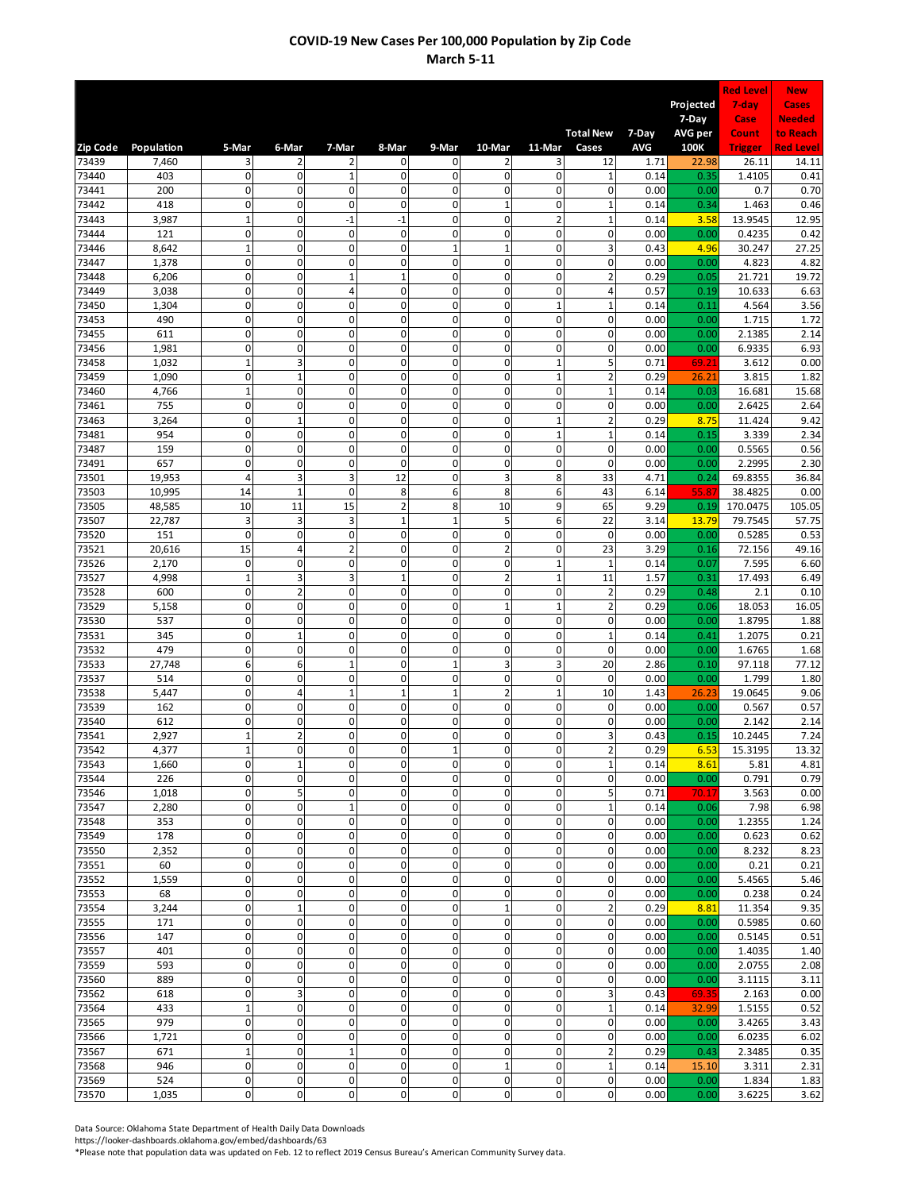# COVID-19 New Cases Per 100,000 Population by Zip Code

## March 5-11

| Zip Code | Population | 5-Mar | 6-Mar | 7-Mar | 8-Mar | 9-Mar | 10-Mar | 11-Mar | Total New Cases | 7-Day AVG | Projected 7-Day AVG per 100K | Red Level 7-day Case Count Trigger | New Cases Needed to Reach Red Level |
|---|---|---|---|---|---|---|---|---|---|---|---|---|---|
| 73439 | 7,460 | 3 | 2 | 2 | 0 | 0 | 2 | 3 | 12 | 1.71 | 22.98 | 26.11 | 14.11 |
| 73440 | 403 | 0 | 0 | 1 | 0 | 0 | 0 | 0 | 1 | 0.14 | 0.35 | 1.4105 | 0.41 |
| 73441 | 200 | 0 | 0 | 0 | 0 | 0 | 0 | 0 | 0 | 0.00 | 0.00 | 0.7 | 0.70 |
| 73442 | 418 | 0 | 0 | 0 | 0 | 0 | 1 | 0 | 1 | 0.14 | 0.34 | 1.463 | 0.46 |
| 73443 | 3,987 | 1 | 0 | -1 | -1 | 0 | 0 | 2 | 1 | 0.14 | 3.58 | 13.9545 | 12.95 |
| 73444 | 121 | 0 | 0 | 0 | 0 | 0 | 0 | 0 | 0 | 0.00 | 0.00 | 0.4235 | 0.42 |
| 73446 | 8,642 | 1 | 0 | 0 | 0 | 1 | 1 | 0 | 3 | 0.43 | 4.96 | 30.247 | 27.25 |
| 73447 | 1,378 | 0 | 0 | 0 | 0 | 0 | 0 | 0 | 0 | 0.00 | 0.00 | 4.823 | 4.82 |
| 73448 | 6,206 | 0 | 0 | 1 | 1 | 0 | 0 | 0 | 2 | 0.29 | 0.05 | 21.721 | 19.72 |
| 73449 | 3,038 | 0 | 0 | 4 | 0 | 0 | 0 | 0 | 4 | 0.57 | 0.19 | 10.633 | 6.63 |
| 73450 | 1,304 | 0 | 0 | 0 | 0 | 0 | 0 | 1 | 1 | 0.14 | 0.11 | 4.564 | 3.56 |
| 73453 | 490 | 0 | 0 | 0 | 0 | 0 | 0 | 0 | 0 | 0.00 | 0.00 | 1.715 | 1.72 |
| 73455 | 611 | 0 | 0 | 0 | 0 | 0 | 0 | 0 | 0 | 0.00 | 0.00 | 2.1385 | 2.14 |
| 73456 | 1,981 | 0 | 0 | 0 | 0 | 0 | 0 | 0 | 0 | 0.00 | 0.00 | 6.9335 | 6.93 |
| 73458 | 1,032 | 1 | 3 | 0 | 0 | 0 | 0 | 1 | 5 | 0.71 | 69.21 | 3.612 | 0.00 |
| 73459 | 1,090 | 0 | 1 | 0 | 0 | 0 | 0 | 1 | 2 | 0.29 | 26.21 | 3.815 | 1.82 |
| 73460 | 4,766 | 1 | 0 | 0 | 0 | 0 | 0 | 0 | 1 | 0.14 | 0.03 | 16.681 | 15.68 |
| 73461 | 755 | 0 | 0 | 0 | 0 | 0 | 0 | 0 | 0 | 0.00 | 0.00 | 2.6425 | 2.64 |
| 73463 | 3,264 | 0 | 1 | 0 | 0 | 0 | 0 | 1 | 2 | 0.29 | 8.75 | 11.424 | 9.42 |
| 73481 | 954 | 0 | 0 | 0 | 0 | 0 | 0 | 1 | 1 | 0.14 | 0.15 | 3.339 | 2.34 |
| 73487 | 159 | 0 | 0 | 0 | 0 | 0 | 0 | 0 | 0 | 0.00 | 0.00 | 0.5565 | 0.56 |
| 73491 | 657 | 0 | 0 | 0 | 0 | 0 | 0 | 0 | 0 | 0.00 | 0.00 | 2.2995 | 2.30 |
| 73501 | 19,953 | 4 | 3 | 3 | 12 | 0 | 3 | 8 | 33 | 4.71 | 0.24 | 69.8355 | 36.84 |
| 73503 | 10,995 | 14 | 1 | 0 | 8 | 6 | 8 | 6 | 43 | 6.14 | 55.87 | 38.4825 | 0.00 |
| 73505 | 48,585 | 10 | 11 | 15 | 2 | 8 | 10 | 9 | 65 | 9.29 | 0.19 | 170.0475 | 105.05 |
| 73507 | 22,787 | 3 | 3 | 3 | 1 | 1 | 5 | 6 | 22 | 3.14 | 13.79 | 79.7545 | 57.75 |
| 73520 | 151 | 0 | 0 | 0 | 0 | 0 | 0 | 0 | 0 | 0.00 | 0.00 | 0.5285 | 0.53 |
| 73521 | 20,616 | 15 | 4 | 2 | 0 | 0 | 2 | 0 | 23 | 3.29 | 0.16 | 72.156 | 49.16 |
| 73526 | 2,170 | 0 | 0 | 0 | 0 | 0 | 0 | 1 | 1 | 0.14 | 0.07 | 7.595 | 6.60 |
| 73527 | 4,998 | 1 | 3 | 3 | 1 | 0 | 2 | 1 | 11 | 1.57 | 0.31 | 17.493 | 6.49 |
| 73528 | 600 | 0 | 2 | 0 | 0 | 0 | 0 | 0 | 2 | 0.29 | 0.48 | 2.1 | 0.10 |
| 73529 | 5,158 | 0 | 0 | 0 | 0 | 0 | 1 | 1 | 2 | 0.29 | 0.06 | 18.053 | 16.05 |
| 73530 | 537 | 0 | 0 | 0 | 0 | 0 | 0 | 0 | 0 | 0.00 | 0.00 | 1.8795 | 1.88 |
| 73531 | 345 | 0 | 1 | 0 | 0 | 0 | 0 | 0 | 1 | 0.14 | 0.41 | 1.2075 | 0.21 |
| 73532 | 479 | 0 | 0 | 0 | 0 | 0 | 0 | 0 | 0 | 0.00 | 0.00 | 1.6765 | 1.68 |
| 73533 | 27,748 | 6 | 6 | 1 | 0 | 1 | 3 | 3 | 20 | 2.86 | 0.10 | 97.118 | 77.12 |
| 73537 | 514 | 0 | 0 | 0 | 0 | 0 | 0 | 0 | 0 | 0.00 | 0.00 | 1.799 | 1.80 |
| 73538 | 5,447 | 0 | 4 | 1 | 1 | 1 | 2 | 1 | 10 | 1.43 | 26.23 | 19.0645 | 9.06 |
| 73539 | 162 | 0 | 0 | 0 | 0 | 0 | 0 | 0 | 0 | 0.00 | 0.00 | 0.567 | 0.57 |
| 73540 | 612 | 0 | 0 | 0 | 0 | 0 | 0 | 0 | 0 | 0.00 | 0.00 | 2.142 | 2.14 |
| 73541 | 2,927 | 1 | 2 | 0 | 0 | 0 | 0 | 0 | 3 | 0.43 | 0.15 | 10.2445 | 7.24 |
| 73542 | 4,377 | 1 | 0 | 0 | 0 | 1 | 0 | 0 | 2 | 0.29 | 6.53 | 15.3195 | 13.32 |
| 73543 | 1,660 | 0 | 1 | 0 | 0 | 0 | 0 | 0 | 1 | 0.14 | 8.61 | 5.81 | 4.81 |
| 73544 | 226 | 0 | 0 | 0 | 0 | 0 | 0 | 0 | 0 | 0.00 | 0.00 | 0.791 | 0.79 |
| 73546 | 1,018 | 0 | 5 | 0 | 0 | 0 | 0 | 0 | 5 | 0.71 | 70.17 | 3.563 | 0.00 |
| 73547 | 2,280 | 0 | 0 | 1 | 0 | 0 | 0 | 0 | 1 | 0.14 | 0.06 | 7.98 | 6.98 |
| 73548 | 353 | 0 | 0 | 0 | 0 | 0 | 0 | 0 | 0 | 0.00 | 0.00 | 1.2355 | 1.24 |
| 73549 | 178 | 0 | 0 | 0 | 0 | 0 | 0 | 0 | 0 | 0.00 | 0.00 | 0.623 | 0.62 |
| 73550 | 2,352 | 0 | 0 | 0 | 0 | 0 | 0 | 0 | 0 | 0.00 | 0.00 | 8.232 | 8.23 |
| 73551 | 60 | 0 | 0 | 0 | 0 | 0 | 0 | 0 | 0 | 0.00 | 0.00 | 0.21 | 0.21 |
| 73552 | 1,559 | 0 | 0 | 0 | 0 | 0 | 0 | 0 | 0 | 0.00 | 0.00 | 5.4565 | 5.46 |
| 73553 | 68 | 0 | 0 | 0 | 0 | 0 | 0 | 0 | 0 | 0.00 | 0.00 | 0.238 | 0.24 |
| 73554 | 3,244 | 0 | 1 | 0 | 0 | 0 | 1 | 0 | 2 | 0.29 | 8.81 | 11.354 | 9.35 |
| 73555 | 171 | 0 | 0 | 0 | 0 | 0 | 0 | 0 | 0 | 0.00 | 0.00 | 0.5985 | 0.60 |
| 73556 | 147 | 0 | 0 | 0 | 0 | 0 | 0 | 0 | 0 | 0.00 | 0.00 | 0.5145 | 0.51 |
| 73557 | 401 | 0 | 0 | 0 | 0 | 0 | 0 | 0 | 0 | 0.00 | 0.00 | 1.4035 | 1.40 |
| 73559 | 593 | 0 | 0 | 0 | 0 | 0 | 0 | 0 | 0 | 0.00 | 0.00 | 2.0755 | 2.08 |
| 73560 | 889 | 0 | 0 | 0 | 0 | 0 | 0 | 0 | 0 | 0.00 | 0.00 | 3.1115 | 3.11 |
| 73562 | 618 | 0 | 3 | 0 | 0 | 0 | 0 | 0 | 3 | 0.43 | 69.35 | 2.163 | 0.00 |
| 73564 | 433 | 1 | 0 | 0 | 0 | 0 | 0 | 0 | 1 | 0.14 | 32.99 | 1.5155 | 0.52 |
| 73565 | 979 | 0 | 0 | 0 | 0 | 0 | 0 | 0 | 0 | 0.00 | 0.00 | 3.4265 | 3.43 |
| 73566 | 1,721 | 0 | 0 | 0 | 0 | 0 | 0 | 0 | 0 | 0.00 | 0.00 | 6.0235 | 6.02 |
| 73567 | 671 | 1 | 0 | 1 | 0 | 0 | 0 | 0 | 2 | 0.29 | 0.43 | 2.3485 | 0.35 |
| 73568 | 946 | 0 | 0 | 0 | 0 | 0 | 1 | 0 | 1 | 0.14 | 15.10 | 3.311 | 2.31 |
| 73569 | 524 | 0 | 0 | 0 | 0 | 0 | 0 | 0 | 0 | 0.00 | 0.00 | 1.834 | 1.83 |
| 73570 | 1,035 | 0 | 0 | 0 | 0 | 0 | 0 | 0 | 0 | 0.00 | 0.00 | 3.6225 | 3.62 |

Data Source: Oklahoma State Department of Health Daily Data Downloads
https://looker-dashboards.oklahoma.gov/embed/dashboards/63
*Please note that population data was updated on Feb. 12 to reflect 2019 Census Bureau's American Community Survey data.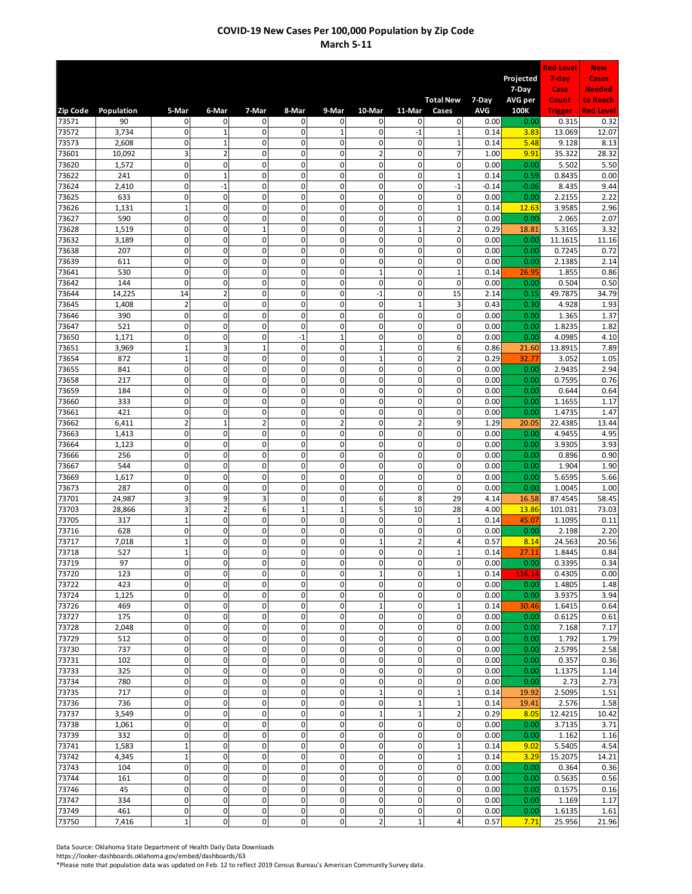# COVID-19 New Cases Per 100,000 Population by Zip Code
## March 5-11

| Zip Code | Population | 5-Mar | 6-Mar | 7-Mar | 8-Mar | 9-Mar | 10-Mar | 11-Mar | Total New Cases | 7-Day AVG | Projected 7-Day AVG per 100K | Red Level 7-day Case Count Trigger | New Cases Needed to Reach Red Level |
|---|---|---|---|---|---|---|---|---|---|---|---|---|---|
| 73571 | 90 | 0 | 0 | 0 | 0 | 0 | 0 | 0 | 0 | 0.00 | 0.00 | 0.315 | 0.32 |
| 73572 | 3,734 | 0 | 1 | 0 | 0 | 1 | 0 | -1 | 1 | 0.14 | 3.83 | 13.069 | 12.07 |
| 73573 | 2,608 | 0 | 1 | 0 | 0 | 0 | 0 | 0 | 1 | 0.14 | 5.48 | 9.128 | 8.13 |
| 73601 | 10,092 | 3 | 2 | 0 | 0 | 0 | 2 | 0 | 7 | 1.00 | 9.91 | 35.322 | 28.32 |
| 73620 | 1,572 | 0 | 0 | 0 | 0 | 0 | 0 | 0 | 0 | 0.00 | 0.00 | 5.502 | 5.50 |
| 73622 | 241 | 0 | 1 | 0 | 0 | 0 | 0 | 0 | 1 | 0.14 | 0.59 | 0.8435 | 0.00 |
| 73624 | 2,410 | 0 | -1 | 0 | 0 | 0 | 0 | 0 | -1 | -0.14 | -0.06 | 8.435 | 9.44 |
| 73625 | 633 | 0 | 0 | 0 | 0 | 0 | 0 | 0 | 0 | 0.00 | 0.00 | 2.2155 | 2.22 |
| 73626 | 1,131 | 1 | 0 | 0 | 0 | 0 | 0 | 0 | 1 | 0.14 | 12.63 | 3.9585 | 2.96 |
| 73627 | 590 | 0 | 0 | 0 | 0 | 0 | 0 | 0 | 0 | 0.00 | 0.00 | 2.065 | 2.07 |
| 73628 | 1,519 | 0 | 0 | 1 | 0 | 0 | 0 | 1 | 2 | 0.29 | 18.81 | 5.3165 | 3.32 |
| 73632 | 3,189 | 0 | 0 | 0 | 0 | 0 | 0 | 0 | 0 | 0.00 | 0.00 | 11.1615 | 11.16 |
| 73638 | 207 | 0 | 0 | 0 | 0 | 0 | 0 | 0 | 0 | 0.00 | 0.00 | 0.7245 | 0.72 |
| 73639 | 611 | 0 | 0 | 0 | 0 | 0 | 0 | 0 | 0 | 0.00 | 0.00 | 2.1385 | 2.14 |
| 73641 | 530 | 0 | 0 | 0 | 0 | 0 | 1 | 0 | 1 | 0.14 | 26.95 | 1.855 | 0.86 |
| 73642 | 144 | 0 | 0 | 0 | 0 | 0 | 0 | 0 | 0 | 0.00 | 0.00 | 0.504 | 0.50 |
| 73644 | 14,225 | 14 | 2 | 0 | 0 | 0 | -1 | 0 | 15 | 2.14 | 0.15 | 49.7875 | 34.79 |
| 73645 | 1,408 | 2 | 0 | 0 | 0 | 0 | 0 | 1 | 3 | 0.43 | 0.30 | 4.928 | 1.93 |
| 73646 | 390 | 0 | 0 | 0 | 0 | 0 | 0 | 0 | 0 | 0.00 | 0.00 | 1.365 | 1.37 |
| 73647 | 521 | 0 | 0 | 0 | 0 | 0 | 0 | 0 | 0 | 0.00 | 0.00 | 1.8235 | 1.82 |
| 73650 | 1,171 | 0 | 0 | 0 | -1 | 1 | 0 | 0 | 0 | 0.00 | 0.00 | 4.0985 | 4.10 |
| 73651 | 3,969 | 1 | 3 | 1 | 0 | 0 | 1 | 0 | 6 | 0.86 | 21.60 | 13.8915 | 7.89 |
| 73654 | 872 | 1 | 0 | 0 | 0 | 0 | 1 | 0 | 2 | 0.29 | 32.77 | 3.052 | 1.05 |
| 73655 | 841 | 0 | 0 | 0 | 0 | 0 | 0 | 0 | 0 | 0.00 | 0.00 | 2.9435 | 2.94 |
| 73658 | 217 | 0 | 0 | 0 | 0 | 0 | 0 | 0 | 0 | 0.00 | 0.00 | 0.7595 | 0.76 |
| 73659 | 184 | 0 | 0 | 0 | 0 | 0 | 0 | 0 | 0 | 0.00 | 0.00 | 0.644 | 0.64 |
| 73660 | 333 | 0 | 0 | 0 | 0 | 0 | 0 | 0 | 0 | 0.00 | 0.00 | 1.1655 | 1.17 |
| 73661 | 421 | 0 | 0 | 0 | 0 | 0 | 0 | 0 | 0 | 0.00 | 0.00 | 1.4735 | 1.47 |
| 73662 | 6,411 | 2 | 1 | 2 | 0 | 2 | 0 | 2 | 9 | 1.29 | 20.05 | 22.4385 | 13.44 |
| 73663 | 1,413 | 0 | 0 | 0 | 0 | 0 | 0 | 0 | 0 | 0.00 | 0.00 | 4.9455 | 4.95 |
| 73664 | 1,123 | 0 | 0 | 0 | 0 | 0 | 0 | 0 | 0 | 0.00 | 0.00 | 3.9305 | 3.93 |
| 73666 | 256 | 0 | 0 | 0 | 0 | 0 | 0 | 0 | 0 | 0.00 | 0.00 | 0.896 | 0.90 |
| 73667 | 544 | 0 | 0 | 0 | 0 | 0 | 0 | 0 | 0 | 0.00 | 0.00 | 1.904 | 1.90 |
| 73669 | 1,617 | 0 | 0 | 0 | 0 | 0 | 0 | 0 | 0 | 0.00 | 0.00 | 5.6595 | 5.66 |
| 73673 | 287 | 0 | 0 | 0 | 0 | 0 | 0 | 0 | 0 | 0.00 | 0.00 | 1.0045 | 1.00 |
| 73701 | 24,987 | 3 | 9 | 3 | 0 | 0 | 6 | 8 | 29 | 4.14 | 16.58 | 87.4545 | 58.45 |
| 73703 | 28,866 | 3 | 2 | 6 | 1 | 1 | 5 | 10 | 28 | 4.00 | 13.86 | 101.031 | 73.03 |
| 73705 | 317 | 1 | 0 | 0 | 0 | 0 | 0 | 0 | 1 | 0.14 | 45.07 | 1.1095 | 0.11 |
| 73716 | 628 | 0 | 0 | 0 | 0 | 0 | 0 | 0 | 0 | 0.00 | 0.00 | 2.198 | 2.20 |
| 73717 | 7,018 | 1 | 0 | 0 | 0 | 0 | 1 | 2 | 4 | 0.57 | 8.14 | 24.563 | 20.56 |
| 73718 | 527 | 1 | 0 | 0 | 0 | 0 | 0 | 0 | 1 | 0.14 | 27.11 | 1.8445 | 0.84 |
| 73719 | 97 | 0 | 0 | 0 | 0 | 0 | 0 | 0 | 0 | 0.00 | 0.00 | 0.3395 | 0.34 |
| 73720 | 123 | 0 | 0 | 0 | 0 | 0 | 1 | 0 | 1 | 0.14 | 116.14 | 0.4305 | 0.00 |
| 73722 | 423 | 0 | 0 | 0 | 0 | 0 | 0 | 0 | 0 | 0.00 | 0.00 | 1.4805 | 1.48 |
| 73724 | 1,125 | 0 | 0 | 0 | 0 | 0 | 0 | 0 | 0 | 0.00 | 0.00 | 3.9375 | 3.94 |
| 73726 | 469 | 0 | 0 | 0 | 0 | 0 | 1 | 0 | 1 | 0.14 | 30.46 | 1.6415 | 0.64 |
| 73727 | 175 | 0 | 0 | 0 | 0 | 0 | 0 | 0 | 0 | 0.00 | 0.00 | 0.6125 | 0.61 |
| 73728 | 2,048 | 0 | 0 | 0 | 0 | 0 | 0 | 0 | 0 | 0.00 | 0.00 | 7.168 | 7.17 |
| 73729 | 512 | 0 | 0 | 0 | 0 | 0 | 0 | 0 | 0 | 0.00 | 0.00 | 1.792 | 1.79 |
| 73730 | 737 | 0 | 0 | 0 | 0 | 0 | 0 | 0 | 0 | 0.00 | 0.00 | 2.5795 | 2.58 |
| 73731 | 102 | 0 | 0 | 0 | 0 | 0 | 0 | 0 | 0 | 0.00 | 0.00 | 0.357 | 0.36 |
| 73733 | 325 | 0 | 0 | 0 | 0 | 0 | 0 | 0 | 0 | 0.00 | 0.00 | 1.1375 | 1.14 |
| 73734 | 780 | 0 | 0 | 0 | 0 | 0 | 0 | 0 | 0 | 0.00 | 0.00 | 2.73 | 2.73 |
| 73735 | 717 | 0 | 0 | 0 | 0 | 0 | 1 | 0 | 1 | 0.14 | 19.92 | 2.5095 | 1.51 |
| 73736 | 736 | 0 | 0 | 0 | 0 | 0 | 0 | 1 | 1 | 0.14 | 19.41 | 2.576 | 1.58 |
| 73737 | 3,549 | 0 | 0 | 0 | 0 | 0 | 1 | 1 | 2 | 0.29 | 8.05 | 12.4215 | 10.42 |
| 73738 | 1,061 | 0 | 0 | 0 | 0 | 0 | 0 | 0 | 0 | 0.00 | 0.00 | 3.7135 | 3.71 |
| 73739 | 332 | 0 | 0 | 0 | 0 | 0 | 0 | 0 | 0 | 0.00 | 0.00 | 1.162 | 1.16 |
| 73741 | 1,583 | 1 | 0 | 0 | 0 | 0 | 0 | 0 | 1 | 0.14 | 9.02 | 5.5405 | 4.54 |
| 73742 | 4,345 | 1 | 0 | 0 | 0 | 0 | 0 | 0 | 1 | 0.14 | 3.29 | 15.2075 | 14.21 |
| 73743 | 104 | 0 | 0 | 0 | 0 | 0 | 0 | 0 | 0 | 0.00 | 0.00 | 0.364 | 0.36 |
| 73744 | 161 | 0 | 0 | 0 | 0 | 0 | 0 | 0 | 0 | 0.00 | 0.00 | 0.5635 | 0.56 |
| 73746 | 45 | 0 | 0 | 0 | 0 | 0 | 0 | 0 | 0 | 0.00 | 0.00 | 0.1575 | 0.16 |
| 73747 | 334 | 0 | 0 | 0 | 0 | 0 | 0 | 0 | 0 | 0.00 | 0.00 | 1.169 | 1.17 |
| 73749 | 461 | 0 | 0 | 0 | 0 | 0 | 0 | 0 | 0 | 0.00 | 0.00 | 1.6135 | 1.61 |
| 73750 | 7,416 | 1 | 0 | 0 | 0 | 0 | 2 | 1 | 4 | 0.57 | 7.71 | 25.956 | 21.96 |

Data Source: Oklahoma State Department of Health Daily Data Downloads
https://looker-dashboards.oklahoma.gov/embed/dashboards/63
*Please note that population data was updated on Feb. 12 to reflect 2019 Census Bureau's American Community Survey data.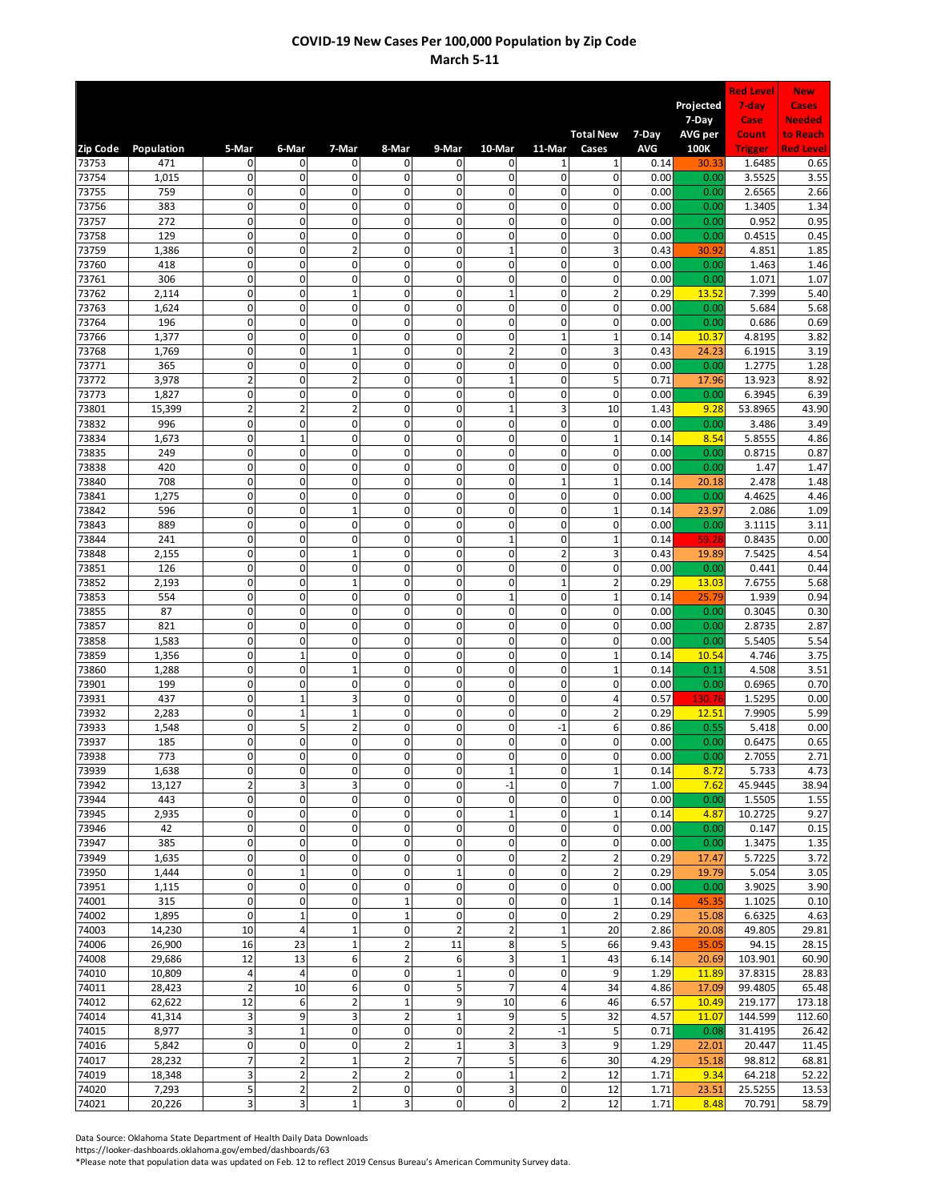# COVID-19 New Cases Per 100,000 Population by Zip Code
## March 5-11

| Zip Code | Population | 5-Mar | 6-Mar | 7-Mar | 8-Mar | 9-Mar | 10-Mar | 11-Mar | Total New Cases | 7-Day AVG | Projected 7-Day AVG per 100K | Red Level 7-day Case Count Trigger | New Cases Needed to Reach Red Level |
|---|---|---|---|---|---|---|---|---|---|---|---|---|---|
| 73753 | 471 | 0 | 0 | 0 | 0 | 0 | 0 | 1 | 1 | 0.14 | 30.33 | 1.6485 | 0.65 |
| 73754 | 1,015 | 0 | 0 | 0 | 0 | 0 | 0 | 0 | 0 | 0.00 | 0.00 | 3.5525 | 3.55 |
| 73755 | 759 | 0 | 0 | 0 | 0 | 0 | 0 | 0 | 0 | 0.00 | 0.00 | 2.6565 | 2.66 |
| 73756 | 383 | 0 | 0 | 0 | 0 | 0 | 0 | 0 | 0 | 0.00 | 0.00 | 1.3405 | 1.34 |
| 73757 | 272 | 0 | 0 | 0 | 0 | 0 | 0 | 0 | 0 | 0.00 | 0.00 | 0.952 | 0.95 |
| 73758 | 129 | 0 | 0 | 0 | 0 | 0 | 0 | 0 | 0 | 0.00 | 0.00 | 0.4515 | 0.45 |
| 73759 | 1,386 | 0 | 0 | 2 | 0 | 0 | 1 | 0 | 3 | 0.43 | 30.92 | 4.851 | 1.85 |
| 73760 | 418 | 0 | 0 | 0 | 0 | 0 | 0 | 0 | 0 | 0.00 | 0.00 | 1.463 | 1.46 |
| 73761 | 306 | 0 | 0 | 0 | 0 | 0 | 0 | 0 | 0 | 0.00 | 0.00 | 1.071 | 1.07 |
| 73762 | 2,114 | 0 | 0 | 1 | 0 | 0 | 1 | 0 | 2 | 0.29 | 13.52 | 7.399 | 5.40 |
| 73763 | 1,624 | 0 | 0 | 0 | 0 | 0 | 0 | 0 | 0 | 0.00 | 0.00 | 5.684 | 5.68 |
| 73764 | 196 | 0 | 0 | 0 | 0 | 0 | 0 | 0 | 0 | 0.00 | 0.00 | 0.686 | 0.69 |
| 73766 | 1,377 | 0 | 0 | 0 | 0 | 0 | 0 | 1 | 1 | 0.14 | 10.37 | 4.8195 | 3.82 |
| 73768 | 1,769 | 0 | 0 | 1 | 0 | 0 | 2 | 0 | 3 | 0.43 | 24.23 | 6.1915 | 3.19 |
| 73771 | 365 | 0 | 0 | 0 | 0 | 0 | 0 | 0 | 0 | 0.00 | 0.00 | 1.2775 | 1.28 |
| 73772 | 3,978 | 2 | 0 | 2 | 0 | 0 | 1 | 0 | 5 | 0.71 | 17.96 | 13.923 | 8.92 |
| 73773 | 1,827 | 0 | 0 | 0 | 0 | 0 | 0 | 0 | 0 | 0.00 | 0.00 | 6.3945 | 6.39 |
| 73801 | 15,399 | 2 | 2 | 2 | 0 | 0 | 1 | 3 | 10 | 1.43 | 9.28 | 53.8965 | 43.90 |
| 73832 | 996 | 0 | 0 | 0 | 0 | 0 | 0 | 0 | 0 | 0.00 | 0.00 | 3.486 | 3.49 |
| 73834 | 1,673 | 0 | 1 | 0 | 0 | 0 | 0 | 0 | 1 | 0.14 | 8.54 | 5.8555 | 4.86 |
| 73835 | 249 | 0 | 0 | 0 | 0 | 0 | 0 | 0 | 0 | 0.00 | 0.00 | 0.8715 | 0.87 |
| 73838 | 420 | 0 | 0 | 0 | 0 | 0 | 0 | 0 | 0 | 0.00 | 0.00 | 1.47 | 1.47 |
| 73840 | 708 | 0 | 0 | 0 | 0 | 0 | 0 | 1 | 1 | 0.14 | 20.18 | 2.478 | 1.48 |
| 73841 | 1,275 | 0 | 0 | 0 | 0 | 0 | 0 | 0 | 0 | 0.00 | 0.00 | 4.4625 | 4.46 |
| 73842 | 596 | 0 | 0 | 1 | 0 | 0 | 0 | 0 | 1 | 0.14 | 23.97 | 2.086 | 1.09 |
| 73843 | 889 | 0 | 0 | 0 | 0 | 0 | 0 | 0 | 0 | 0.00 | 0.00 | 3.1115 | 3.11 |
| 73844 | 241 | 0 | 0 | 0 | 0 | 0 | 1 | 0 | 1 | 0.14 | 59.28 | 0.8435 | 0.00 |
| 73848 | 2,155 | 0 | 0 | 1 | 0 | 0 | 0 | 2 | 3 | 0.43 | 19.89 | 7.5425 | 4.54 |
| 73851 | 126 | 0 | 0 | 0 | 0 | 0 | 0 | 0 | 0 | 0.00 | 0.00 | 0.441 | 0.44 |
| 73852 | 2,193 | 0 | 0 | 1 | 0 | 0 | 0 | 1 | 2 | 0.29 | 13.03 | 7.6755 | 5.68 |
| 73853 | 554 | 0 | 0 | 0 | 0 | 0 | 1 | 0 | 1 | 0.14 | 25.79 | 1.939 | 0.94 |
| 73855 | 87 | 0 | 0 | 0 | 0 | 0 | 0 | 0 | 0 | 0.00 | 0.00 | 0.3045 | 0.30 |
| 73857 | 821 | 0 | 0 | 0 | 0 | 0 | 0 | 0 | 0 | 0.00 | 0.00 | 2.8735 | 2.87 |
| 73858 | 1,583 | 0 | 0 | 0 | 0 | 0 | 0 | 0 | 0 | 0.00 | 0.00 | 5.5405 | 5.54 |
| 73859 | 1,356 | 0 | 1 | 0 | 0 | 0 | 0 | 0 | 1 | 0.14 | 10.54 | 4.746 | 3.75 |
| 73860 | 1,288 | 0 | 0 | 1 | 0 | 0 | 0 | 0 | 1 | 0.14 | 0.11 | 4.508 | 3.51 |
| 73901 | 199 | 0 | 0 | 0 | 0 | 0 | 0 | 0 | 0 | 0.00 | 0.00 | 0.6965 | 0.70 |
| 73931 | 437 | 0 | 1 | 3 | 0 | 0 | 0 | 0 | 4 | 0.57 | 130.76 | 1.5295 | 0.00 |
| 73932 | 2,283 | 0 | 1 | 1 | 0 | 0 | 0 | 0 | 2 | 0.29 | 12.51 | 7.9905 | 5.99 |
| 73933 | 1,548 | 0 | 5 | 2 | 0 | 0 | 0 | -1 | 6 | 0.86 | 0.55 | 5.418 | 0.00 |
| 73937 | 185 | 0 | 0 | 0 | 0 | 0 | 0 | 0 | 0 | 0.00 | 0.00 | 0.6475 | 0.65 |
| 73938 | 773 | 0 | 0 | 0 | 0 | 0 | 0 | 0 | 0 | 0.00 | 0.00 | 2.7055 | 2.71 |
| 73939 | 1,638 | 0 | 0 | 0 | 0 | 0 | 1 | 0 | 1 | 0.14 | 8.72 | 5.733 | 4.73 |
| 73942 | 13,127 | 2 | 3 | 3 | 0 | 0 | -1 | 0 | 7 | 1.00 | 7.62 | 45.9445 | 38.94 |
| 73944 | 443 | 0 | 0 | 0 | 0 | 0 | 0 | 0 | 0 | 0.00 | 0.00 | 1.5505 | 1.55 |
| 73945 | 2,935 | 0 | 0 | 0 | 0 | 0 | 1 | 0 | 1 | 0.14 | 4.87 | 10.2725 | 9.27 |
| 73946 | 42 | 0 | 0 | 0 | 0 | 0 | 0 | 0 | 0 | 0.00 | 0.00 | 0.147 | 0.15 |
| 73947 | 385 | 0 | 0 | 0 | 0 | 0 | 0 | 0 | 0 | 0.00 | 0.00 | 1.3475 | 1.35 |
| 73949 | 1,635 | 0 | 0 | 0 | 0 | 0 | 0 | 2 | 2 | 0.29 | 17.47 | 5.7225 | 3.72 |
| 73950 | 1,444 | 0 | 1 | 0 | 0 | 1 | 0 | 0 | 2 | 0.29 | 19.79 | 5.054 | 3.05 |
| 73951 | 1,115 | 0 | 0 | 0 | 0 | 0 | 0 | 0 | 0 | 0.00 | 0.00 | 3.9025 | 3.90 |
| 74001 | 315 | 0 | 0 | 0 | 1 | 0 | 0 | 0 | 1 | 0.14 | 45.35 | 1.1025 | 0.10 |
| 74002 | 1,895 | 0 | 1 | 0 | 1 | 0 | 0 | 0 | 2 | 0.29 | 15.08 | 6.6325 | 4.63 |
| 74003 | 14,230 | 10 | 4 | 1 | 0 | 2 | 2 | 1 | 20 | 2.86 | 20.08 | 49.805 | 29.81 |
| 74006 | 26,900 | 16 | 23 | 1 | 2 | 11 | 8 | 5 | 66 | 9.43 | 35.05 | 94.15 | 28.15 |
| 74008 | 29,686 | 12 | 13 | 6 | 2 | 6 | 3 | 1 | 43 | 6.14 | 20.69 | 103.901 | 60.90 |
| 74010 | 10,809 | 4 | 4 | 0 | 0 | 1 | 0 | 0 | 9 | 1.29 | 11.89 | 37.8315 | 28.83 |
| 74011 | 28,423 | 2 | 10 | 6 | 0 | 5 | 7 | 4 | 34 | 4.86 | 17.09 | 99.4805 | 65.48 |
| 74012 | 62,622 | 12 | 6 | 2 | 1 | 9 | 10 | 6 | 46 | 6.57 | 10.49 | 219.177 | 173.18 |
| 74014 | 41,314 | 3 | 9 | 3 | 2 | 1 | 9 | 5 | 32 | 4.57 | 11.07 | 144.599 | 112.60 |
| 74015 | 8,977 | 3 | 1 | 0 | 0 | 0 | 2 | -1 | 5 | 0.71 | 0.08 | 31.4195 | 26.42 |
| 74016 | 5,842 | 0 | 0 | 0 | 2 | 1 | 3 | 3 | 9 | 1.29 | 22.01 | 20.447 | 11.45 |
| 74017 | 28,232 | 7 | 2 | 1 | 2 | 7 | 5 | 6 | 30 | 4.29 | 15.18 | 98.812 | 68.81 |
| 74019 | 18,348 | 3 | 2 | 2 | 2 | 0 | 1 | 2 | 12 | 1.71 | 9.34 | 64.218 | 52.22 |
| 74020 | 7,293 | 5 | 2 | 2 | 0 | 0 | 3 | 0 | 12 | 1.71 | 23.51 | 25.5255 | 13.53 |
| 74021 | 20,226 | 3 | 3 | 1 | 3 | 0 | 0 | 2 | 12 | 1.71 | 8.48 | 70.791 | 58.79 |

Data Source: Oklahoma State Department of Health Daily Data Downloads
https://looker-dashboards.oklahoma.gov/embed/dashboards/63
*Please note that population data was updated on Feb. 12 to reflect 2019 Census Bureau's American Community Survey data.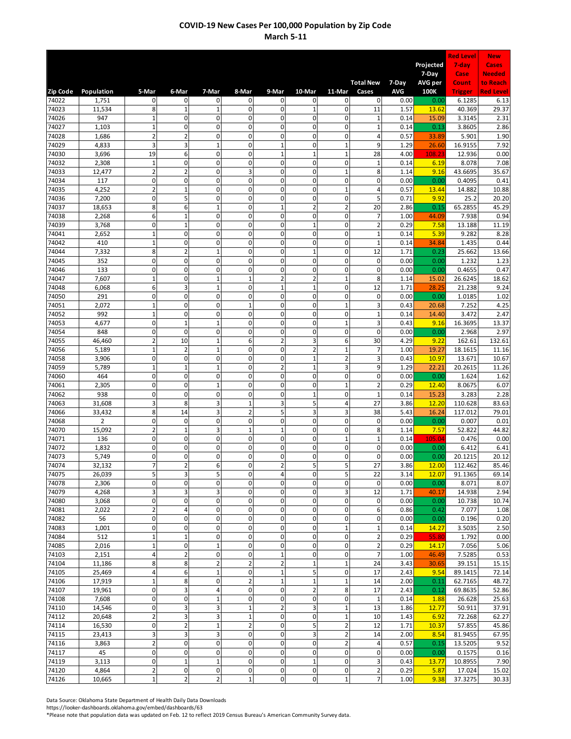# COVID-19 New Cases Per 100,000 Population by Zip Code

## March 5-11

| Zip Code | Population | 5-Mar | 6-Mar | 7-Mar | 8-Mar | 9-Mar | 10-Mar | 11-Mar | Total New Cases | 7-Day AVG | Projected 7-Day AVG per 100K | Red Level 7-day Case Count Trigger | New Cases Needed to Reach Red Level |
|---|---|---|---|---|---|---|---|---|---|---|---|---|---|
| 74022 | 1,751 | 0 | 0 | 0 | 0 | 0 | 0 | 0 | 0 | 0.00 | 0.00 | 6.1285 | 6.13 |
| 74023 | 11,534 | 8 | 1 | 1 | 0 | 0 | 1 | 0 | 11 | 1.57 | 13.62 | 40.369 | 29.37 |
| 74026 | 947 | 1 | 0 | 0 | 0 | 0 | 0 | 0 | 1 | 0.14 | 15.09 | 3.3145 | 2.31 |
| 74027 | 1,103 | 1 | 0 | 0 | 0 | 0 | 0 | 0 | 1 | 0.14 | 0.13 | 3.8605 | 2.86 |
| 74028 | 1,686 | 2 | 2 | 0 | 0 | 0 | 0 | 0 | 4 | 0.57 | 33.89 | 5.901 | 1.90 |
| 74029 | 4,833 | 3 | 3 | 1 | 0 | 1 | 0 | 1 | 9 | 1.29 | 26.60 | 16.9155 | 7.92 |
| 74030 | 3,696 | 19 | 6 | 0 | 0 | 1 | 1 | 1 | 28 | 4.00 | 108.23 | 12.936 | 0.00 |
| 74032 | 2,308 | 1 | 0 | 0 | 0 | 0 | 0 | 0 | 1 | 0.14 | 6.19 | 8.078 | 7.08 |
| 74033 | 12,477 | 2 | 2 | 0 | 3 | 0 | 0 | 1 | 8 | 1.14 | 9.16 | 43.6695 | 35.67 |
| 74034 | 117 | 0 | 0 | 0 | 0 | 0 | 0 | 0 | 0 | 0.00 | 0.00 | 0.4095 | 0.41 |
| 74035 | 4,252 | 2 | 1 | 0 | 0 | 0 | 0 | 1 | 4 | 0.57 | 13.44 | 14.882 | 10.88 |
| 74036 | 7,200 | 0 | 5 | 0 | 0 | 0 | 0 | 0 | 5 | 0.71 | 9.92 | 25.2 | 20.20 |
| 74037 | 18,653 | 8 | 6 | 1 | 0 | 1 | 2 | 2 | 20 | 2.86 | 0.15 | 65.2855 | 45.29 |
| 74038 | 2,268 | 6 | 1 | 0 | 0 | 0 | 0 | 0 | 7 | 1.00 | 44.09 | 7.938 | 0.94 |
| 74039 | 3,768 | 0 | 1 | 0 | 0 | 0 | 1 | 0 | 2 | 0.29 | 7.58 | 13.188 | 11.19 |
| 74041 | 2,652 | 1 | 0 | 0 | 0 | 0 | 0 | 0 | 1 | 0.14 | 5.39 | 9.282 | 8.28 |
| 74042 | 410 | 1 | 0 | 0 | 0 | 0 | 0 | 0 | 1 | 0.14 | 34.84 | 1.435 | 0.44 |
| 74044 | 7,332 | 8 | 2 | 1 | 0 | 0 | 1 | 0 | 12 | 1.71 | 0.23 | 25.662 | 13.66 |
| 74045 | 352 | 0 | 0 | 0 | 0 | 0 | 0 | 0 | 0 | 0.00 | 0.00 | 1.232 | 1.23 |
| 74046 | 133 | 0 | 0 | 0 | 0 | 0 | 0 | 0 | 0 | 0.00 | 0.00 | 0.4655 | 0.47 |
| 74047 | 7,607 | 1 | 0 | 1 | 1 | 2 | 2 | 1 | 8 | 1.14 | 15.02 | 26.6245 | 18.62 |
| 74048 | 6,068 | 6 | 3 | 1 | 0 | 1 | 1 | 0 | 12 | 1.71 | 28.25 | 21.238 | 9.24 |
| 74050 | 291 | 0 | 0 | 0 | 0 | 0 | 0 | 0 | 0 | 0.00 | 0.00 | 1.0185 | 1.02 |
| 74051 | 2,072 | 1 | 0 | 0 | 1 | 0 | 0 | 1 | 3 | 0.43 | 20.68 | 7.252 | 4.25 |
| 74052 | 992 | 1 | 0 | 0 | 0 | 0 | 0 | 0 | 1 | 0.14 | 14.40 | 3.472 | 2.47 |
| 74053 | 4,677 | 0 | 1 | 1 | 0 | 0 | 0 | 1 | 3 | 0.43 | 9.16 | 16.3695 | 13.37 |
| 74054 | 848 | 0 | 0 | 0 | 0 | 0 | 0 | 0 | 0 | 0.00 | 0.00 | 2.968 | 2.97 |
| 74055 | 46,460 | 2 | 10 | 1 | 6 | 2 | 3 | 6 | 30 | 4.29 | 9.22 | 162.61 | 132.61 |
| 74056 | 5,189 | 1 | 2 | 1 | 0 | 0 | 2 | 1 | 7 | 1.00 | 19.27 | 18.1615 | 11.16 |
| 74058 | 3,906 | 0 | 0 | 0 | 0 | 0 | 1 | 2 | 3 | 0.43 | 10.97 | 13.671 | 10.67 |
| 74059 | 5,789 | 1 | 1 | 1 | 0 | 2 | 1 | 3 | 9 | 1.29 | 22.21 | 20.2615 | 11.26 |
| 74060 | 464 | 0 | 0 | 0 | 0 | 0 | 0 | 0 | 0 | 0.00 | 0.00 | 1.624 | 1.62 |
| 74061 | 2,305 | 0 | 0 | 1 | 0 | 0 | 0 | 1 | 2 | 0.29 | 12.40 | 8.0675 | 6.07 |
| 74062 | 938 | 0 | 0 | 0 | 0 | 0 | 1 | 0 | 1 | 0.14 | 15.23 | 3.283 | 2.28 |
| 74063 | 31,608 | 3 | 8 | 3 | 1 | 3 | 5 | 4 | 27 | 3.86 | 12.20 | 110.628 | 83.63 |
| 74066 | 33,432 | 8 | 14 | 3 | 2 | 5 | 3 | 3 | 38 | 5.43 | 16.24 | 117.012 | 79.01 |
| 74068 | 2 | 0 | 0 | 0 | 0 | 0 | 0 | 0 | 0 | 0.00 | 0.00 | 0.007 | 0.01 |
| 74070 | 15,092 | 2 | 1 | 3 | 1 | 1 | 0 | 0 | 8 | 1.14 | 7.57 | 52.822 | 44.82 |
| 74071 | 136 | 0 | 0 | 0 | 0 | 0 | 0 | 1 | 1 | 0.14 | 105.04 | 0.476 | 0.00 |
| 74072 | 1,832 | 0 | 0 | 0 | 0 | 0 | 0 | 0 | 0 | 0.00 | 0.00 | 6.412 | 6.41 |
| 74073 | 5,749 | 0 | 0 | 0 | 0 | 0 | 0 | 0 | 0 | 0.00 | 0.00 | 20.1215 | 20.12 |
| 74074 | 32,132 | 7 | 2 | 6 | 0 | 2 | 5 | 5 | 27 | 3.86 | 12.00 | 112.462 | 85.46 |
| 74075 | 26,039 | 5 | 3 | 5 | 0 | 4 | 0 | 5 | 22 | 3.14 | 12.07 | 91.1365 | 69.14 |
| 74078 | 2,306 | 0 | 0 | 0 | 0 | 0 | 0 | 0 | 0 | 0.00 | 0.00 | 8.071 | 8.07 |
| 74079 | 4,268 | 3 | 3 | 3 | 0 | 0 | 0 | 3 | 12 | 1.71 | 40.17 | 14.938 | 2.94 |
| 74080 | 3,068 | 0 | 0 | 0 | 0 | 0 | 0 | 0 | 0 | 0.00 | 0.00 | 10.738 | 10.74 |
| 74081 | 2,022 | 2 | 4 | 0 | 0 | 0 | 0 | 0 | 6 | 0.86 | 0.42 | 7.077 | 1.08 |
| 74082 | 56 | 0 | 0 | 0 | 0 | 0 | 0 | 0 | 0 | 0.00 | 0.00 | 0.196 | 0.20 |
| 74083 | 1,001 | 0 | 0 | 0 | 0 | 0 | 0 | 1 | 1 | 0.14 | 14.27 | 3.5035 | 2.50 |
| 74084 | 512 | 1 | 1 | 0 | 0 | 0 | 0 | 0 | 2 | 0.29 | 55.80 | 1.792 | 0.00 |
| 74085 | 2,016 | 1 | 0 | 1 | 0 | 0 | 0 | 0 | 2 | 0.29 | 14.17 | 7.056 | 5.06 |
| 74103 | 2,151 | 4 | 2 | 0 | 0 | 1 | 0 | 0 | 7 | 1.00 | 46.49 | 7.5285 | 0.53 |
| 74104 | 11,186 | 8 | 8 | 2 | 2 | 2 | 1 | 1 | 24 | 3.43 | 30.65 | 39.151 | 15.15 |
| 74105 | 25,469 | 4 | 6 | 1 | 0 | 1 | 5 | 0 | 17 | 2.43 | 9.54 | 89.1415 | 72.14 |
| 74106 | 17,919 | 1 | 8 | 0 | 2 | 1 | 1 | 1 | 14 | 2.00 | 0.11 | 62.7165 | 48.72 |
| 74107 | 19,961 | 0 | 3 | 4 | 0 | 0 | 2 | 8 | 17 | 2.43 | 0.12 | 69.8635 | 52.86 |
| 74108 | 7,608 | 0 | 0 | 1 | 0 | 0 | 0 | 0 | 1 | 0.14 | 1.88 | 26.628 | 25.63 |
| 74110 | 14,546 | 0 | 3 | 3 | 1 | 2 | 3 | 1 | 13 | 1.86 | 12.77 | 50.911 | 37.91 |
| 74112 | 20,648 | 2 | 3 | 3 | 1 | 0 | 0 | 1 | 10 | 1.43 | 6.92 | 72.268 | 62.27 |
| 74114 | 16,530 | 0 | 2 | 1 | 2 | 0 | 5 | 2 | 12 | 1.71 | 10.37 | 57.855 | 45.86 |
| 74115 | 23,413 | 3 | 3 | 3 | 0 | 0 | 3 | 2 | 14 | 2.00 | 8.54 | 81.9455 | 67.95 |
| 74116 | 3,863 | 2 | 0 | 0 | 0 | 0 | 0 | 2 | 4 | 0.57 | 0.15 | 13.5205 | 9.52 |
| 74117 | 45 | 0 | 0 | 0 | 0 | 0 | 0 | 0 | 0 | 0.00 | 0.00 | 0.1575 | 0.16 |
| 74119 | 3,113 | 0 | 1 | 1 | 0 | 0 | 1 | 0 | 3 | 0.43 | 13.77 | 10.8955 | 7.90 |
| 74120 | 4,864 | 2 | 0 | 0 | 0 | 0 | 0 | 0 | 2 | 0.29 | 5.87 | 17.024 | 15.02 |
| 74126 | 10,665 | 1 | 2 | 2 | 1 | 0 | 0 | 1 | 7 | 1.00 | 9.38 | 37.3275 | 30.33 |

Data Source: Oklahoma State Department of Health Daily Data Downloads
https://looker-dashboards.oklahoma.gov/embed/dashboards/63
*Please note that population data was updated on Feb. 12 to reflect 2019 Census Bureau's American Community Survey data.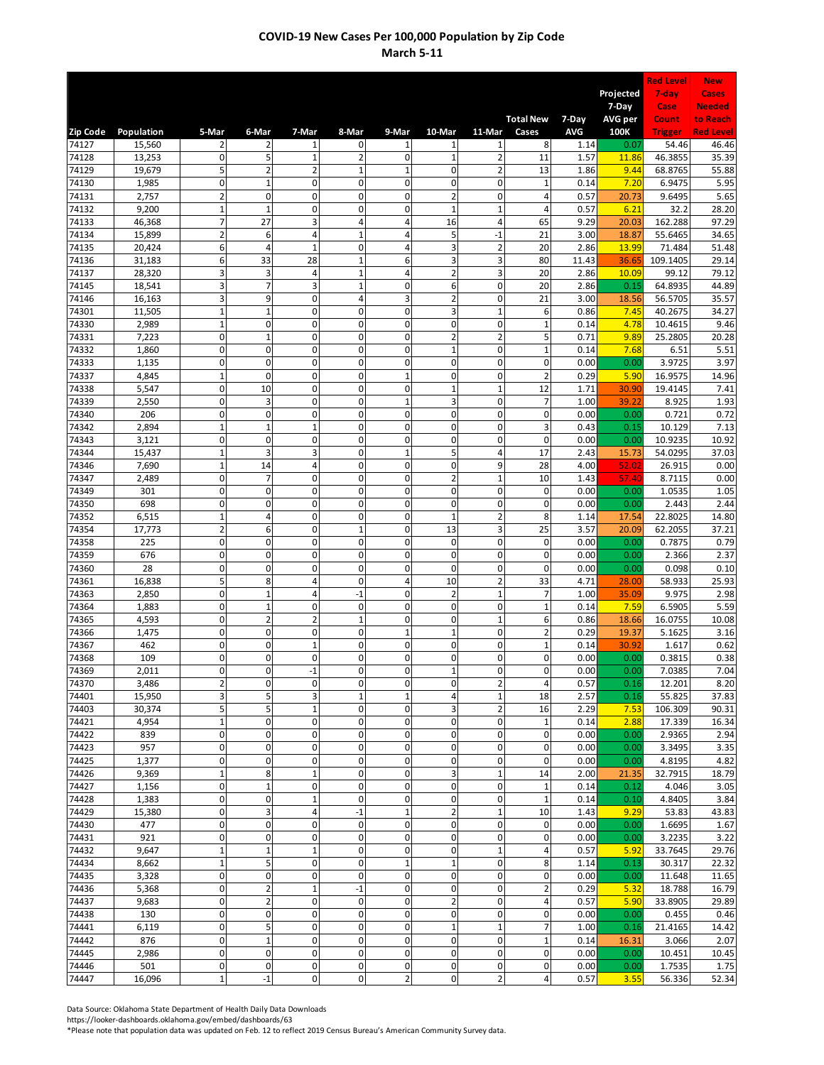# COVID-19 New Cases Per 100,000 Population by Zip Code
## March 5-11

| Zip Code | Population | 5-Mar | 6-Mar | 7-Mar | 8-Mar | 9-Mar | 10-Mar | 11-Mar | Total New Cases | 7-Day AVG | Projected 7-Day AVG per 100K | Red Level 7-day Case Count Trigger | New Cases Needed to Reach Red Level |
|---|---|---|---|---|---|---|---|---|---|---|---|---|---|
| 74127 | 15,560 | 2 | 2 | 1 | 0 | 1 | 1 | 1 | 8 | 1.14 | 0.07 | 54.46 | 46.46 |
| 74128 | 13,253 | 0 | 5 | 1 | 2 | 0 | 1 | 2 | 11 | 1.57 | 11.86 | 46.3855 | 35.39 |
| 74129 | 19,679 | 5 | 2 | 2 | 1 | 1 | 0 | 2 | 13 | 1.86 | 9.44 | 68.8765 | 55.88 |
| 74130 | 1,985 | 0 | 1 | 0 | 0 | 0 | 0 | 0 | 1 | 0.14 | 7.20 | 6.9475 | 5.95 |
| 74131 | 2,757 | 2 | 0 | 0 | 0 | 0 | 2 | 0 | 4 | 0.57 | 20.73 | 9.6495 | 5.65 |
| 74132 | 9,200 | 1 | 1 | 0 | 0 | 0 | 1 | 1 | 4 | 0.57 | 6.21 | 32.2 | 28.20 |
| 74133 | 46,368 | 7 | 27 | 3 | 4 | 4 | 16 | 4 | 65 | 9.29 | 20.03 | 162.288 | 97.29 |
| 74134 | 15,899 | 2 | 6 | 4 | 1 | 4 | 5 | -1 | 21 | 3.00 | 18.87 | 55.6465 | 34.65 |
| 74135 | 20,424 | 6 | 4 | 1 | 0 | 4 | 3 | 2 | 20 | 2.86 | 13.99 | 71.484 | 51.48 |
| 74136 | 31,183 | 6 | 33 | 28 | 1 | 6 | 3 | 3 | 80 | 11.43 | 36.65 | 109.1405 | 29.14 |
| 74137 | 28,320 | 3 | 3 | 4 | 1 | 4 | 2 | 3 | 20 | 2.86 | 10.09 | 99.12 | 79.12 |
| 74145 | 18,541 | 3 | 7 | 3 | 1 | 0 | 6 | 0 | 20 | 2.86 | 0.15 | 64.8935 | 44.89 |
| 74146 | 16,163 | 3 | 9 | 0 | 4 | 3 | 2 | 0 | 21 | 3.00 | 18.56 | 56.5705 | 35.57 |
| 74301 | 11,505 | 1 | 1 | 0 | 0 | 0 | 3 | 1 | 6 | 0.86 | 7.45 | 40.2675 | 34.27 |
| 74330 | 2,989 | 1 | 0 | 0 | 0 | 0 | 0 | 0 | 1 | 0.14 | 4.78 | 10.4615 | 9.46 |
| 74331 | 7,223 | 0 | 1 | 0 | 0 | 0 | 2 | 2 | 5 | 0.71 | 9.89 | 25.2805 | 20.28 |
| 74332 | 1,860 | 0 | 0 | 0 | 0 | 0 | 1 | 0 | 1 | 0.14 | 7.68 | 6.51 | 5.51 |
| 74333 | 1,135 | 0 | 0 | 0 | 0 | 0 | 0 | 0 | 0 | 0.00 | 0.00 | 3.9725 | 3.97 |
| 74337 | 4,845 | 1 | 0 | 0 | 0 | 1 | 0 | 0 | 2 | 0.29 | 5.90 | 16.9575 | 14.96 |
| 74338 | 5,547 | 0 | 10 | 0 | 0 | 0 | 1 | 1 | 12 | 1.71 | 30.90 | 19.4145 | 7.41 |
| 74339 | 2,550 | 0 | 3 | 0 | 0 | 1 | 3 | 0 | 7 | 1.00 | 39.22 | 8.925 | 1.93 |
| 74340 | 206 | 0 | 0 | 0 | 0 | 0 | 0 | 0 | 0 | 0.00 | 0.00 | 0.721 | 0.72 |
| 74342 | 2,894 | 1 | 1 | 1 | 0 | 0 | 0 | 0 | 3 | 0.43 | 0.15 | 10.129 | 7.13 |
| 74343 | 3,121 | 0 | 0 | 0 | 0 | 0 | 0 | 0 | 0 | 0.00 | 0.00 | 10.9235 | 10.92 |
| 74344 | 15,437 | 1 | 3 | 3 | 0 | 1 | 5 | 4 | 17 | 2.43 | 15.73 | 54.0295 | 37.03 |
| 74346 | 7,690 | 1 | 14 | 4 | 0 | 0 | 0 | 9 | 28 | 4.00 | 52.02 | 26.915 | 0.00 |
| 74347 | 2,489 | 0 | 7 | 0 | 0 | 0 | 2 | 1 | 10 | 1.43 | 57.40 | 8.7115 | 0.00 |
| 74349 | 301 | 0 | 0 | 0 | 0 | 0 | 0 | 0 | 0 | 0.00 | 0.00 | 1.0535 | 1.05 |
| 74350 | 698 | 0 | 0 | 0 | 0 | 0 | 0 | 0 | 0 | 0.00 | 0.00 | 2.443 | 2.44 |
| 74352 | 6,515 | 1 | 4 | 0 | 0 | 0 | 1 | 2 | 8 | 1.14 | 17.54 | 22.8025 | 14.80 |
| 74354 | 17,773 | 2 | 6 | 0 | 1 | 0 | 13 | 3 | 25 | 3.57 | 20.09 | 62.2055 | 37.21 |
| 74358 | 225 | 0 | 0 | 0 | 0 | 0 | 0 | 0 | 0 | 0.00 | 0.00 | 0.7875 | 0.79 |
| 74359 | 676 | 0 | 0 | 0 | 0 | 0 | 0 | 0 | 0 | 0.00 | 0.00 | 2.366 | 2.37 |
| 74360 | 28 | 0 | 0 | 0 | 0 | 0 | 0 | 0 | 0 | 0.00 | 0.00 | 0.098 | 0.10 |
| 74361 | 16,838 | 5 | 8 | 4 | 0 | 4 | 10 | 2 | 33 | 4.71 | 28.00 | 58.933 | 25.93 |
| 74363 | 2,850 | 0 | 1 | 4 | -1 | 0 | 2 | 1 | 7 | 1.00 | 35.09 | 9.975 | 2.98 |
| 74364 | 1,883 | 0 | 1 | 0 | 0 | 0 | 0 | 0 | 1 | 0.14 | 7.59 | 6.5905 | 5.59 |
| 74365 | 4,593 | 0 | 2 | 2 | 1 | 0 | 0 | 1 | 6 | 0.86 | 18.66 | 16.0755 | 10.08 |
| 74366 | 1,475 | 0 | 0 | 0 | 0 | 1 | 1 | 0 | 2 | 0.29 | 19.37 | 5.1625 | 3.16 |
| 74367 | 462 | 0 | 0 | 1 | 0 | 0 | 0 | 0 | 1 | 0.14 | 30.92 | 1.617 | 0.62 |
| 74368 | 109 | 0 | 0 | 0 | 0 | 0 | 0 | 0 | 0 | 0.00 | 0.00 | 0.3815 | 0.38 |
| 74369 | 2,011 | 0 | 0 | -1 | 0 | 0 | 1 | 0 | 0 | 0.00 | 0.00 | 7.0385 | 7.04 |
| 74370 | 3,486 | 2 | 0 | 0 | 0 | 0 | 0 | 2 | 4 | 0.57 | 0.16 | 12.201 | 8.20 |
| 74401 | 15,950 | 3 | 5 | 3 | 1 | 1 | 4 | 1 | 18 | 2.57 | 0.16 | 55.825 | 37.83 |
| 74403 | 30,374 | 5 | 5 | 1 | 0 | 0 | 3 | 2 | 16 | 2.29 | 7.53 | 106.309 | 90.31 |
| 74421 | 4,954 | 1 | 0 | 0 | 0 | 0 | 0 | 0 | 1 | 0.14 | 2.88 | 17.339 | 16.34 |
| 74422 | 839 | 0 | 0 | 0 | 0 | 0 | 0 | 0 | 0 | 0.00 | 0.00 | 2.9365 | 2.94 |
| 74423 | 957 | 0 | 0 | 0 | 0 | 0 | 0 | 0 | 0 | 0.00 | 0.00 | 3.3495 | 3.35 |
| 74425 | 1,377 | 0 | 0 | 0 | 0 | 0 | 0 | 0 | 0 | 0.00 | 0.00 | 4.8195 | 4.82 |
| 74426 | 9,369 | 1 | 8 | 1 | 0 | 0 | 3 | 1 | 14 | 2.00 | 21.35 | 32.7915 | 18.79 |
| 74427 | 1,156 | 0 | 1 | 0 | 0 | 0 | 0 | 0 | 1 | 0.14 | 0.12 | 4.046 | 3.05 |
| 74428 | 1,383 | 0 | 0 | 1 | 0 | 0 | 0 | 0 | 1 | 0.14 | 0.10 | 4.8405 | 3.84 |
| 74429 | 15,380 | 0 | 3 | 4 | -1 | 1 | 2 | 1 | 10 | 1.43 | 9.29 | 53.83 | 43.83 |
| 74430 | 477 | 0 | 0 | 0 | 0 | 0 | 0 | 0 | 0 | 0.00 | 0.00 | 1.6695 | 1.67 |
| 74431 | 921 | 0 | 0 | 0 | 0 | 0 | 0 | 0 | 0 | 0.00 | 0.00 | 3.2235 | 3.22 |
| 74432 | 9,647 | 1 | 1 | 1 | 0 | 0 | 0 | 1 | 4 | 0.57 | 5.92 | 33.7645 | 29.76 |
| 74434 | 8,662 | 1 | 5 | 0 | 0 | 1 | 1 | 0 | 8 | 1.14 | 0.13 | 30.317 | 22.32 |
| 74435 | 3,328 | 0 | 0 | 0 | 0 | 0 | 0 | 0 | 0 | 0.00 | 0.00 | 11.648 | 11.65 |
| 74436 | 5,368 | 0 | 2 | 1 | -1 | 0 | 0 | 0 | 2 | 0.29 | 5.32 | 18.788 | 16.79 |
| 74437 | 9,683 | 0 | 2 | 0 | 0 | 0 | 2 | 0 | 4 | 0.57 | 5.90 | 33.8905 | 29.89 |
| 74438 | 130 | 0 | 0 | 0 | 0 | 0 | 0 | 0 | 0 | 0.00 | 0.00 | 0.455 | 0.46 |
| 74441 | 6,119 | 0 | 5 | 0 | 0 | 0 | 1 | 1 | 7 | 1.00 | 0.16 | 21.4165 | 14.42 |
| 74442 | 876 | 0 | 1 | 0 | 0 | 0 | 0 | 0 | 1 | 0.14 | 16.31 | 3.066 | 2.07 |
| 74445 | 2,986 | 0 | 0 | 0 | 0 | 0 | 0 | 0 | 0 | 0.00 | 0.00 | 10.451 | 10.45 |
| 74446 | 501 | 0 | 0 | 0 | 0 | 0 | 0 | 0 | 0 | 0.00 | 0.00 | 1.7535 | 1.75 |
| 74447 | 16,096 | 1 | -1 | 0 | 0 | 2 | 0 | 2 | 4 | 0.57 | 3.55 | 56.336 | 52.34 |

Data Source: Oklahoma State Department of Health Daily Data Downloads
https://looker-dashboards.oklahoma.gov/embed/dashboards/63
*Please note that population data was updated on Feb. 12 to reflect 2019 Census Bureau's American Community Survey data.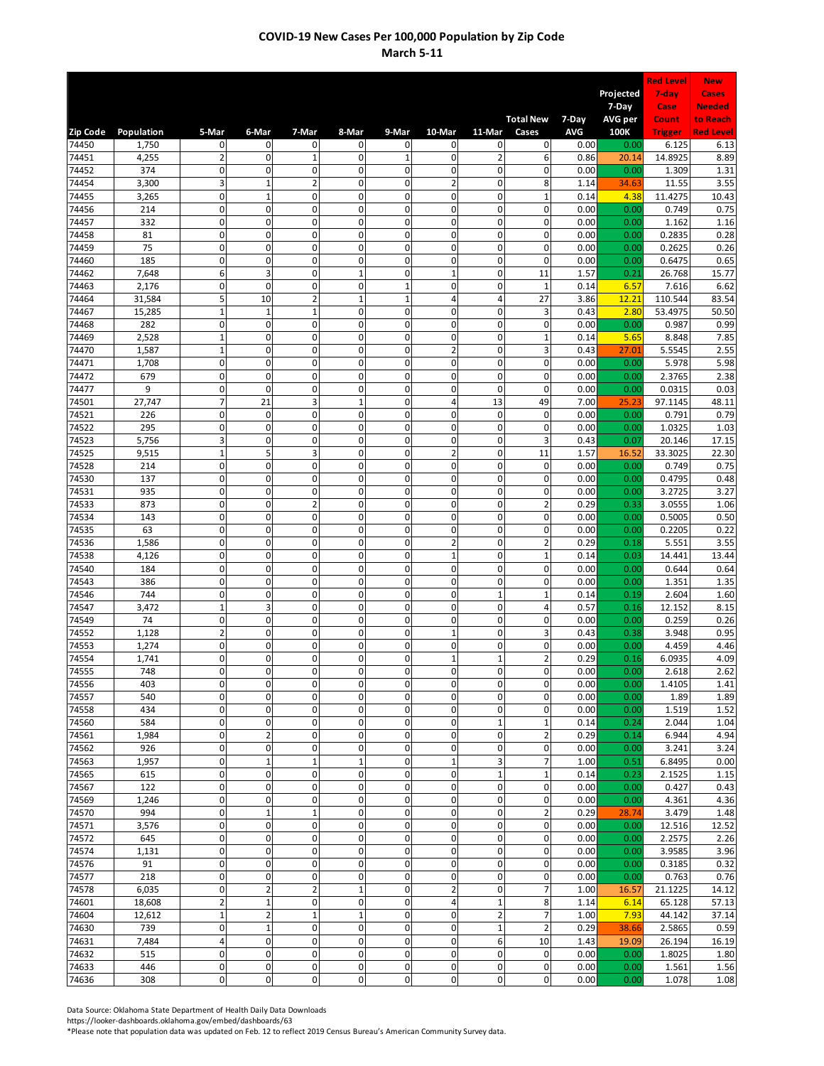## COVID-19 New Cases Per 100,000 Population by Zip Code
**March 5-11**

| Zip Code | Population | 5-Mar | 6-Mar | 7-Mar | 8-Mar | 9-Mar | 10-Mar | 11-Mar | Total New Cases | 7-Day AVG | Projected 7-Day AVG per 100K | Red Level 7-day Case Count Trigger | New Cases Needed to Reach Red Level |
|---|---|---|---|---|---|---|---|---|---|---|---|---|---|
| 74450 | 1,750 | 0 | 0 | 0 | 0 | 0 | 0 | 0 | 0 | 0.00 | 0.00 | 6.125 | 6.13 |
| 74451 | 4,255 | 2 | 0 | 1 | 0 | 1 | 0 | 2 | 6 | 0.86 | 20.14 | 14.8925 | 8.89 |
| 74452 | 374 | 0 | 0 | 0 | 0 | 0 | 0 | 0 | 0 | 0.00 | 0.00 | 1.309 | 1.31 |
| 74454 | 3,300 | 3 | 1 | 2 | 0 | 0 | 2 | 0 | 8 | 1.14 | 34.63 | 11.55 | 3.55 |
| 74455 | 3,265 | 0 | 1 | 0 | 0 | 0 | 0 | 0 | 1 | 0.14 | 4.38 | 11.4275 | 10.43 |
| 74456 | 214 | 0 | 0 | 0 | 0 | 0 | 0 | 0 | 0 | 0.00 | 0.00 | 0.749 | 0.75 |
| 74457 | 332 | 0 | 0 | 0 | 0 | 0 | 0 | 0 | 0 | 0.00 | 0.00 | 1.162 | 1.16 |
| 74458 | 81 | 0 | 0 | 0 | 0 | 0 | 0 | 0 | 0 | 0.00 | 0.00 | 0.2835 | 0.28 |
| 74459 | 75 | 0 | 0 | 0 | 0 | 0 | 0 | 0 | 0 | 0.00 | 0.00 | 0.2625 | 0.26 |
| 74460 | 185 | 0 | 0 | 0 | 0 | 0 | 0 | 0 | 0 | 0.00 | 0.00 | 0.6475 | 0.65 |
| 74462 | 7,648 | 6 | 3 | 0 | 1 | 0 | 1 | 0 | 11 | 1.57 | 0.21 | 26.768 | 15.77 |
| 74463 | 2,176 | 0 | 0 | 0 | 0 | 1 | 0 | 0 | 1 | 0.14 | 6.57 | 7.616 | 6.62 |
| 74464 | 31,584 | 5 | 10 | 2 | 1 | 1 | 4 | 4 | 27 | 3.86 | 12.21 | 110.544 | 83.54 |
| 74467 | 15,285 | 1 | 1 | 1 | 0 | 0 | 0 | 0 | 3 | 0.43 | 2.80 | 53.4975 | 50.50 |
| 74468 | 282 | 0 | 0 | 0 | 0 | 0 | 0 | 0 | 0 | 0.00 | 0.00 | 0.987 | 0.99 |
| 74469 | 2,528 | 1 | 0 | 0 | 0 | 0 | 0 | 0 | 1 | 0.14 | 5.65 | 8.848 | 7.85 |
| 74470 | 1,587 | 1 | 0 | 0 | 0 | 0 | 2 | 0 | 3 | 0.43 | 27.01 | 5.5545 | 2.55 |
| 74471 | 1,708 | 0 | 0 | 0 | 0 | 0 | 0 | 0 | 0 | 0.00 | 0.00 | 5.978 | 5.98 |
| 74472 | 679 | 0 | 0 | 0 | 0 | 0 | 0 | 0 | 0 | 0.00 | 0.00 | 2.3765 | 2.38 |
| 74477 | 9 | 0 | 0 | 0 | 0 | 0 | 0 | 0 | 0 | 0.00 | 0.00 | 0.0315 | 0.03 |
| 74501 | 27,747 | 7 | 21 | 3 | 1 | 0 | 4 | 13 | 49 | 7.00 | 25.23 | 97.1145 | 48.11 |
| 74521 | 226 | 0 | 0 | 0 | 0 | 0 | 0 | 0 | 0 | 0.00 | 0.00 | 0.791 | 0.79 |
| 74522 | 295 | 0 | 0 | 0 | 0 | 0 | 0 | 0 | 0 | 0.00 | 0.00 | 1.0325 | 1.03 |
| 74523 | 5,756 | 3 | 0 | 0 | 0 | 0 | 0 | 0 | 3 | 0.43 | 0.07 | 20.146 | 17.15 |
| 74525 | 9,515 | 1 | 5 | 3 | 0 | 0 | 2 | 0 | 11 | 1.57 | 16.52 | 33.3025 | 22.30 |
| 74528 | 214 | 0 | 0 | 0 | 0 | 0 | 0 | 0 | 0 | 0.00 | 0.00 | 0.749 | 0.75 |
| 74530 | 137 | 0 | 0 | 0 | 0 | 0 | 0 | 0 | 0 | 0.00 | 0.00 | 0.4795 | 0.48 |
| 74531 | 935 | 0 | 0 | 0 | 0 | 0 | 0 | 0 | 0 | 0.00 | 0.00 | 3.2725 | 3.27 |
| 74533 | 873 | 0 | 0 | 2 | 0 | 0 | 0 | 0 | 2 | 0.29 | 0.33 | 3.0555 | 1.06 |
| 74534 | 143 | 0 | 0 | 0 | 0 | 0 | 0 | 0 | 0 | 0.00 | 0.00 | 0.5005 | 0.50 |
| 74535 | 63 | 0 | 0 | 0 | 0 | 0 | 0 | 0 | 0 | 0.00 | 0.00 | 0.2205 | 0.22 |
| 74536 | 1,586 | 0 | 0 | 0 | 0 | 0 | 2 | 0 | 2 | 0.29 | 0.18 | 5.551 | 3.55 |
| 74538 | 4,126 | 0 | 0 | 0 | 0 | 0 | 1 | 0 | 1 | 0.14 | 0.03 | 14.441 | 13.44 |
| 74540 | 184 | 0 | 0 | 0 | 0 | 0 | 0 | 0 | 0 | 0.00 | 0.00 | 0.644 | 0.64 |
| 74543 | 386 | 0 | 0 | 0 | 0 | 0 | 0 | 0 | 0 | 0.00 | 0.00 | 1.351 | 1.35 |
| 74546 | 744 | 0 | 0 | 0 | 0 | 0 | 0 | 1 | 1 | 0.14 | 0.19 | 2.604 | 1.60 |
| 74547 | 3,472 | 1 | 3 | 0 | 0 | 0 | 0 | 0 | 4 | 0.57 | 0.16 | 12.152 | 8.15 |
| 74549 | 74 | 0 | 0 | 0 | 0 | 0 | 0 | 0 | 0 | 0.00 | 0.00 | 0.259 | 0.26 |
| 74552 | 1,128 | 2 | 0 | 0 | 0 | 0 | 1 | 0 | 3 | 0.43 | 0.38 | 3.948 | 0.95 |
| 74553 | 1,274 | 0 | 0 | 0 | 0 | 0 | 0 | 0 | 0 | 0.00 | 0.00 | 4.459 | 4.46 |
| 74554 | 1,741 | 0 | 0 | 0 | 0 | 0 | 1 | 1 | 2 | 0.29 | 0.16 | 6.0935 | 4.09 |
| 74555 | 748 | 0 | 0 | 0 | 0 | 0 | 0 | 0 | 0 | 0.00 | 0.00 | 2.618 | 2.62 |
| 74556 | 403 | 0 | 0 | 0 | 0 | 0 | 0 | 0 | 0 | 0.00 | 0.00 | 1.4105 | 1.41 |
| 74557 | 540 | 0 | 0 | 0 | 0 | 0 | 0 | 0 | 0 | 0.00 | 0.00 | 1.89 | 1.89 |
| 74558 | 434 | 0 | 0 | 0 | 0 | 0 | 0 | 0 | 0 | 0.00 | 0.00 | 1.519 | 1.52 |
| 74560 | 584 | 0 | 0 | 0 | 0 | 0 | 0 | 1 | 1 | 0.14 | 0.24 | 2.044 | 1.04 |
| 74561 | 1,984 | 0 | 2 | 0 | 0 | 0 | 0 | 0 | 2 | 0.29 | 0.14 | 6.944 | 4.94 |
| 74562 | 926 | 0 | 0 | 0 | 0 | 0 | 0 | 0 | 0 | 0.00 | 0.00 | 3.241 | 3.24 |
| 74563 | 1,957 | 0 | 1 | 1 | 1 | 0 | 1 | 3 | 7 | 1.00 | 0.51 | 6.8495 | 0.00 |
| 74565 | 615 | 0 | 0 | 0 | 0 | 0 | 0 | 1 | 1 | 0.14 | 0.23 | 2.1525 | 1.15 |
| 74567 | 122 | 0 | 0 | 0 | 0 | 0 | 0 | 0 | 0 | 0.00 | 0.00 | 0.427 | 0.43 |
| 74569 | 1,246 | 0 | 0 | 0 | 0 | 0 | 0 | 0 | 0 | 0.00 | 0.00 | 4.361 | 4.36 |
| 74570 | 994 | 0 | 1 | 1 | 0 | 0 | 0 | 0 | 2 | 0.29 | 28.74 | 3.479 | 1.48 |
| 74571 | 3,576 | 0 | 0 | 0 | 0 | 0 | 0 | 0 | 0 | 0.00 | 0.00 | 12.516 | 12.52 |
| 74572 | 645 | 0 | 0 | 0 | 0 | 0 | 0 | 0 | 0 | 0.00 | 0.00 | 2.2575 | 2.26 |
| 74574 | 1,131 | 0 | 0 | 0 | 0 | 0 | 0 | 0 | 0 | 0.00 | 0.00 | 3.9585 | 3.96 |
| 74576 | 91 | 0 | 0 | 0 | 0 | 0 | 0 | 0 | 0 | 0.00 | 0.00 | 0.3185 | 0.32 |
| 74577 | 218 | 0 | 0 | 0 | 0 | 0 | 0 | 0 | 0 | 0.00 | 0.00 | 0.763 | 0.76 |
| 74578 | 6,035 | 0 | 2 | 2 | 1 | 0 | 2 | 0 | 7 | 1.00 | 16.57 | 21.1225 | 14.12 |
| 74601 | 18,608 | 2 | 1 | 0 | 0 | 0 | 4 | 1 | 8 | 1.14 | 6.14 | 65.128 | 57.13 |
| 74604 | 12,612 | 1 | 2 | 1 | 1 | 0 | 0 | 2 | 7 | 1.00 | 7.93 | 44.142 | 37.14 |
| 74630 | 739 | 0 | 1 | 0 | 0 | 0 | 0 | 1 | 2 | 0.29 | 38.66 | 2.5865 | 0.59 |
| 74631 | 7,484 | 4 | 0 | 0 | 0 | 0 | 0 | 6 | 10 | 1.43 | 19.09 | 26.194 | 16.19 |
| 74632 | 515 | 0 | 0 | 0 | 0 | 0 | 0 | 0 | 0 | 0.00 | 0.00 | 1.8025 | 1.80 |
| 74633 | 446 | 0 | 0 | 0 | 0 | 0 | 0 | 0 | 0 | 0.00 | 0.00 | 1.561 | 1.56 |
| 74636 | 308 | 0 | 0 | 0 | 0 | 0 | 0 | 0 | 0 | 0.00 | 0.00 | 1.078 | 1.08 |

Data Source: Oklahoma State Department of Health Daily Data Downloads
https://looker-dashboards.oklahoma.gov/embed/dashboards/63
*Please note that population data was updated on Feb. 12 to reflect 2019 Census Bureau's American Community Survey data.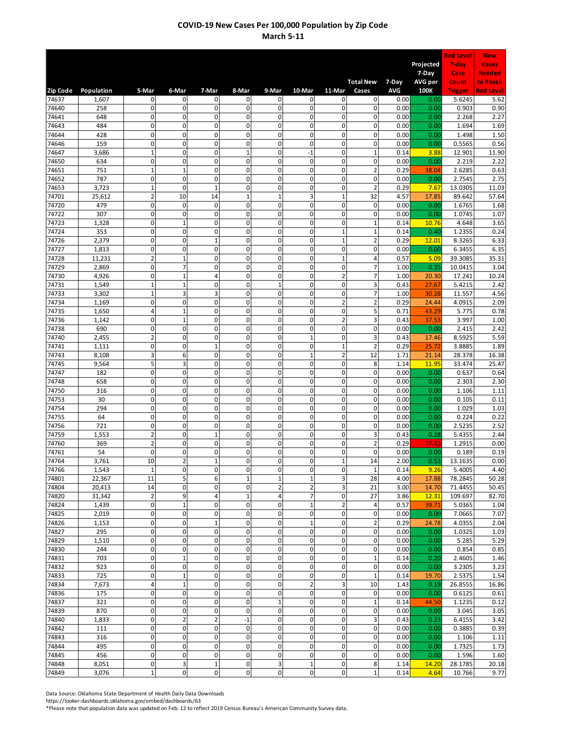# COVID-19 New Cases Per 100,000 Population by Zip Code
## March 5-11

| Zip Code | Population | 5-Mar | 6-Mar | 7-Mar | 8-Mar | 9-Mar | 10-Mar | 11-Mar | Total New Cases | 7-Day AVG | Projected 7-Day AVG per 100K | Red Level 7-day Case Count Trigger | New Cases Needed to Reach Red Level |
|---|---|---|---|---|---|---|---|---|---|---|---|---|---|
| 74637 | 1,607 | 0 | 0 | 0 | 0 | 0 | 0 | 0 | 0 | 0.00 | 0.00 | 5.6245 | 5.62 |
| 74640 | 258 | 0 | 0 | 0 | 0 | 0 | 0 | 0 | 0 | 0.00 | 0.00 | 0.903 | 0.90 |
| 74641 | 648 | 0 | 0 | 0 | 0 | 0 | 0 | 0 | 0 | 0.00 | 0.00 | 2.268 | 2.27 |
| 74643 | 484 | 0 | 0 | 0 | 0 | 0 | 0 | 0 | 0 | 0.00 | 0.00 | 1.694 | 1.69 |
| 74644 | 428 | 0 | 0 | 0 | 0 | 0 | 0 | 0 | 0 | 0.00 | 0.00 | 1.498 | 1.50 |
| 74646 | 159 | 0 | 0 | 0 | 0 | 0 | 0 | 0 | 0 | 0.00 | 0.00 | 0.5565 | 0.56 |
| 74647 | 3,686 | 1 | 0 | 0 | 1 | 0 | -1 | 0 | 1 | 0.14 | 3.88 | 12.901 | 11.90 |
| 74650 | 634 | 0 | 0 | 0 | 0 | 0 | 0 | 0 | 0 | 0.00 | 0.00 | 2.219 | 2.22 |
| 74651 | 751 | 1 | 1 | 0 | 0 | 0 | 0 | 0 | 2 | 0.29 | 38.04 | 2.6285 | 0.63 |
| 74652 | 787 | 0 | 0 | 0 | 0 | 0 | 0 | 0 | 0 | 0.00 | 0.00 | 2.7545 | 2.75 |
| 74653 | 3,723 | 1 | 0 | 1 | 0 | 0 | 0 | 0 | 2 | 0.29 | 7.67 | 13.0305 | 11.03 |
| 74701 | 25,612 | 2 | 10 | 14 | 1 | 1 | 3 | 1 | 32 | 4.57 | 17.85 | 89.642 | 57.64 |
| 74720 | 479 | 0 | 0 | 0 | 0 | 0 | 0 | 0 | 0 | 0.00 | 0.00 | 1.6765 | 1.68 |
| 74722 | 307 | 0 | 0 | 0 | 0 | 0 | 0 | 0 | 0 | 0.00 | 0.00 | 1.0745 | 1.07 |
| 74723 | 1,328 | 0 | 1 | 0 | 0 | 0 | 0 | 0 | 1 | 0.14 | 10.76 | 4.648 | 3.65 |
| 74724 | 353 | 0 | 0 | 0 | 0 | 0 | 0 | 1 | 1 | 0.14 | 0.40 | 1.2355 | 0.24 |
| 74726 | 2,379 | 0 | 0 | 1 | 0 | 0 | 0 | 1 | 2 | 0.29 | 12.01 | 8.3265 | 6.33 |
| 74727 | 1,813 | 0 | 0 | 0 | 0 | 0 | 0 | 0 | 0 | 0.00 | 0.00 | 6.3455 | 6.35 |
| 74728 | 11,231 | 2 | 1 | 0 | 0 | 0 | 0 | 1 | 4 | 0.57 | 5.09 | 39.3085 | 35.31 |
| 74729 | 2,869 | 0 | 7 | 0 | 0 | 0 | 0 | 0 | 7 | 1.00 | 0.35 | 10.0415 | 3.04 |
| 74730 | 4,926 | 0 | 1 | 4 | 0 | 0 | 0 | 2 | 7 | 1.00 | 20.30 | 17.241 | 10.24 |
| 74731 | 1,549 | 1 | 1 | 0 | 0 | 1 | 0 | 0 | 3 | 0.43 | 27.67 | 5.4215 | 2.42 |
| 74733 | 3,302 | 1 | 3 | 3 | 0 | 0 | 0 | 0 | 7 | 1.00 | 30.28 | 11.557 | 4.56 |
| 74734 | 1,169 | 0 | 0 | 0 | 0 | 0 | 0 | 2 | 2 | 0.29 | 24.44 | 4.0915 | 2.09 |
| 74735 | 1,650 | 4 | 1 | 0 | 0 | 0 | 0 | 0 | 5 | 0.71 | 43.29 | 5.775 | 0.78 |
| 74736 | 1,142 | 0 | 1 | 0 | 0 | 0 | 0 | 2 | 3 | 0.43 | 37.53 | 3.997 | 1.00 |
| 74738 | 690 | 0 | 0 | 0 | 0 | 0 | 0 | 0 | 0 | 0.00 | 0.00 | 2.415 | 2.42 |
| 74740 | 2,455 | 2 | 0 | 0 | 0 | 0 | 1 | 0 | 3 | 0.43 | 17.46 | 8.5925 | 5.59 |
| 74741 | 1,111 | 0 | 0 | 1 | 0 | 0 | 0 | 1 | 2 | 0.29 | 25.72 | 3.8885 | 1.89 |
| 74743 | 8,108 | 3 | 6 | 0 | 0 | 0 | 1 | 2 | 12 | 1.71 | 21.14 | 28.378 | 16.38 |
| 74745 | 9,564 | 5 | 3 | 0 | 0 | 0 | 0 | 0 | 8 | 1.14 | 11.95 | 33.474 | 25.47 |
| 74747 | 182 | 0 | 0 | 0 | 0 | 0 | 0 | 0 | 0 | 0.00 | 0.00 | 0.637 | 0.64 |
| 74748 | 658 | 0 | 0 | 0 | 0 | 0 | 0 | 0 | 0 | 0.00 | 0.00 | 2.303 | 2.30 |
| 74750 | 316 | 0 | 0 | 0 | 0 | 0 | 0 | 0 | 0 | 0.00 | 0.00 | 1.106 | 1.11 |
| 74753 | 30 | 0 | 0 | 0 | 0 | 0 | 0 | 0 | 0 | 0.00 | 0.00 | 0.105 | 0.11 |
| 74754 | 294 | 0 | 0 | 0 | 0 | 0 | 0 | 0 | 0 | 0.00 | 0.00 | 1.029 | 1.03 |
| 74755 | 64 | 0 | 0 | 0 | 0 | 0 | 0 | 0 | 0 | 0.00 | 0.00 | 0.224 | 0.22 |
| 74756 | 721 | 0 | 0 | 0 | 0 | 0 | 0 | 0 | 0 | 0.00 | 0.00 | 2.5235 | 2.52 |
| 74759 | 1,553 | 2 | 0 | 1 | 0 | 0 | 0 | 0 | 3 | 0.43 | 0.28 | 5.4355 | 2.44 |
| 74760 | 369 | 2 | 0 | 0 | 0 | 0 | 0 | 0 | 2 | 0.29 | 77.43 | 1.2915 | 0.00 |
| 74761 | 54 | 0 | 0 | 0 | 0 | 0 | 0 | 0 | 0 | 0.00 | 0.00 | 0.189 | 0.19 |
| 74764 | 3,761 | 10 | 2 | 1 | 0 | 0 | 0 | 1 | 14 | 2.00 | 0.53 | 13.1635 | 0.00 |
| 74766 | 1,543 | 1 | 0 | 0 | 0 | 0 | 0 | 0 | 1 | 0.14 | 9.26 | 5.4005 | 4.40 |
| 74801 | 22,367 | 11 | 5 | 6 | 1 | 1 | 1 | 3 | 28 | 4.00 | 17.88 | 78.2845 | 50.28 |
| 74804 | 20,413 | 14 | 0 | 0 | 0 | 2 | 2 | 3 | 21 | 3.00 | 14.70 | 71.4455 | 50.45 |
| 74820 | 31,342 | 2 | 9 | 4 | 1 | 4 | 7 | 0 | 27 | 3.86 | 12.31 | 109.697 | 82.70 |
| 74824 | 1,439 | 0 | 1 | 0 | 0 | 0 | 1 | 2 | 4 | 0.57 | 39.71 | 5.0365 | 1.04 |
| 74825 | 2,019 | 0 | 0 | 0 | 0 | 0 | 0 | 0 | 0 | 0.00 | 0.00 | 7.0665 | 7.07 |
| 74826 | 1,153 | 0 | 0 | 1 | 0 | 0 | 1 | 0 | 2 | 0.29 | 24.78 | 4.0355 | 2.04 |
| 74827 | 295 | 0 | 0 | 0 | 0 | 0 | 0 | 0 | 0 | 0.00 | 0.00 | 1.0325 | 1.03 |
| 74829 | 1,510 | 0 | 0 | 0 | 0 | 0 | 0 | 0 | 0 | 0.00 | 0.00 | 5.285 | 5.29 |
| 74830 | 244 | 0 | 0 | 0 | 0 | 0 | 0 | 0 | 0 | 0.00 | 0.00 | 0.854 | 0.85 |
| 74831 | 703 | 0 | 1 | 0 | 0 | 0 | 0 | 0 | 1 | 0.14 | 0.20 | 2.4605 | 1.46 |
| 74832 | 923 | 0 | 0 | 0 | 0 | 0 | 0 | 0 | 0 | 0.00 | 0.00 | 3.2305 | 3.23 |
| 74833 | 725 | 0 | 1 | 0 | 0 | 0 | 0 | 0 | 1 | 0.14 | 19.70 | 2.5375 | 1.54 |
| 74834 | 7,673 | 4 | 1 | 0 | 0 | 0 | 2 | 3 | 10 | 1.43 | 0.19 | 26.8555 | 16.86 |
| 74836 | 175 | 0 | 0 | 0 | 0 | 0 | 0 | 0 | 0 | 0.00 | 0.00 | 0.6125 | 0.61 |
| 74837 | 321 | 0 | 0 | 0 | 0 | 1 | 0 | 0 | 1 | 0.14 | 44.50 | 1.1235 | 0.12 |
| 74839 | 870 | 0 | 0 | 0 | 0 | 0 | 0 | 0 | 0 | 0.00 | 0.00 | 3.045 | 3.05 |
| 74840 | 1,833 | 0 | 2 | 2 | -1 | 0 | 0 | 0 | 3 | 0.43 | 0.23 | 6.4155 | 3.42 |
| 74842 | 111 | 0 | 0 | 0 | 0 | 0 | 0 | 0 | 0 | 0.00 | 0.00 | 0.3885 | 0.39 |
| 74843 | 316 | 0 | 0 | 0 | 0 | 0 | 0 | 0 | 0 | 0.00 | 0.00 | 1.106 | 1.11 |
| 74844 | 495 | 0 | 0 | 0 | 0 | 0 | 0 | 0 | 0 | 0.00 | 0.00 | 1.7325 | 1.73 |
| 74845 | 456 | 0 | 0 | 0 | 0 | 0 | 0 | 0 | 0 | 0.00 | 0.00 | 1.596 | 1.60 |
| 74848 | 8,051 | 0 | 3 | 1 | 0 | 3 | 1 | 0 | 8 | 1.14 | 14.20 | 28.1785 | 20.18 |
| 74849 | 3,076 | 1 | 0 | 0 | 0 | 0 | 0 | 0 | 1 | 0.14 | 4.64 | 10.766 | 9.77 |

Data Source: Oklahoma State Department of Health Daily Data Downloads
https://looker-dashboards.oklahoma.gov/embed/dashboards/63
*Please note that population data was updated on Feb. 12 to reflect 2019 Census Bureau's American Community Survey data.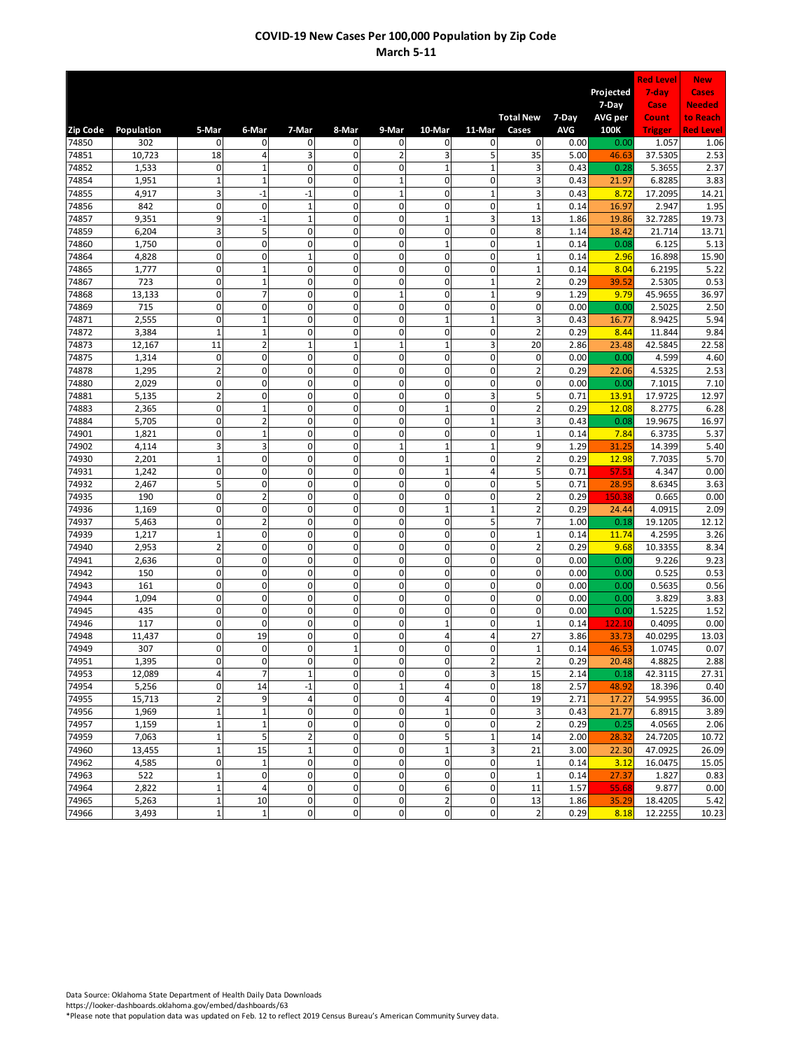## COVID-19 New Cases Per 100,000 Population by Zip Code
## March 5-11

| Zip Code | Population | 5-Mar | 6-Mar | 7-Mar | 8-Mar | 9-Mar | 10-Mar | 11-Mar | Total New Cases | 7-Day AVG | Projected 7-Day AVG per 100K | Red Level 7-day Case Count Trigger | New Cases Needed to Reach Red Level |
|---|---|---|---|---|---|---|---|---|---|---|---|---|---|
| 74850 | 302 | 0 | 0 | 0 | 0 | 0 | 0 | 0 | 0 | 0.00 | 0.00 | 1.057 | 1.06 |
| 74851 | 10,723 | 18 | 4 | 3 | 0 | 2 | 3 | 5 | 35 | 5.00 | 46.63 | 37.5305 | 2.53 |
| 74852 | 1,533 | 0 | 1 | 0 | 0 | 0 | 1 | 1 | 3 | 0.43 | 0.28 | 5.3655 | 2.37 |
| 74854 | 1,951 | 1 | 1 | 0 | 0 | 1 | 0 | 0 | 3 | 0.43 | 21.97 | 6.8285 | 3.83 |
| 74855 | 4,917 | 3 | -1 | -1 | 0 | 1 | 0 | 1 | 3 | 0.43 | 8.72 | 17.2095 | 14.21 |
| 74856 | 842 | 0 | 0 | 1 | 0 | 0 | 0 | 0 | 1 | 0.14 | 16.97 | 2.947 | 1.95 |
| 74857 | 9,351 | 9 | -1 | 1 | 0 | 0 | 1 | 3 | 13 | 1.86 | 19.86 | 32.7285 | 19.73 |
| 74859 | 6,204 | 3 | 5 | 0 | 0 | 0 | 0 | 0 | 8 | 1.14 | 18.42 | 21.714 | 13.71 |
| 74860 | 1,750 | 0 | 0 | 0 | 0 | 0 | 1 | 0 | 1 | 0.14 | 0.08 | 6.125 | 5.13 |
| 74864 | 4,828 | 0 | 0 | 1 | 0 | 0 | 0 | 0 | 1 | 0.14 | 2.96 | 16.898 | 15.90 |
| 74865 | 1,777 | 0 | 1 | 0 | 0 | 0 | 0 | 0 | 1 | 0.14 | 8.04 | 6.2195 | 5.22 |
| 74867 | 723 | 0 | 1 | 0 | 0 | 0 | 0 | 1 | 2 | 0.29 | 39.52 | 2.5305 | 0.53 |
| 74868 | 13,133 | 0 | 7 | 0 | 0 | 1 | 0 | 1 | 9 | 1.29 | 9.79 | 45.9655 | 36.97 |
| 74869 | 715 | 0 | 0 | 0 | 0 | 0 | 0 | 0 | 0 | 0.00 | 0.00 | 2.5025 | 2.50 |
| 74871 | 2,555 | 0 | 1 | 0 | 0 | 0 | 1 | 1 | 3 | 0.43 | 16.77 | 8.9425 | 5.94 |
| 74872 | 3,384 | 1 | 1 | 0 | 0 | 0 | 0 | 0 | 2 | 0.29 | 8.44 | 11.844 | 9.84 |
| 74873 | 12,167 | 11 | 2 | 1 | 1 | 1 | 1 | 3 | 20 | 2.86 | 23.48 | 42.5845 | 22.58 |
| 74875 | 1,314 | 0 | 0 | 0 | 0 | 0 | 0 | 0 | 0 | 0.00 | 0.00 | 4.599 | 4.60 |
| 74878 | 1,295 | 2 | 0 | 0 | 0 | 0 | 0 | 0 | 2 | 0.29 | 22.06 | 4.5325 | 2.53 |
| 74880 | 2,029 | 0 | 0 | 0 | 0 | 0 | 0 | 0 | 0 | 0.00 | 0.00 | 7.1015 | 7.10 |
| 74881 | 5,135 | 2 | 0 | 0 | 0 | 0 | 0 | 3 | 5 | 0.71 | 13.91 | 17.9725 | 12.97 |
| 74883 | 2,365 | 0 | 1 | 0 | 0 | 0 | 1 | 0 | 2 | 0.29 | 12.08 | 8.2775 | 6.28 |
| 74884 | 5,705 | 0 | 2 | 0 | 0 | 0 | 0 | 1 | 3 | 0.43 | 0.08 | 19.9675 | 16.97 |
| 74901 | 1,821 | 0 | 1 | 0 | 0 | 0 | 0 | 0 | 1 | 0.14 | 7.84 | 6.3735 | 5.37 |
| 74902 | 4,114 | 3 | 3 | 0 | 0 | 1 | 1 | 1 | 9 | 1.29 | 31.25 | 14.399 | 5.40 |
| 74930 | 2,201 | 1 | 0 | 0 | 0 | 0 | 1 | 0 | 2 | 0.29 | 12.98 | 7.7035 | 5.70 |
| 74931 | 1,242 | 0 | 0 | 0 | 0 | 0 | 1 | 4 | 5 | 0.71 | 57.51 | 4.347 | 0.00 |
| 74932 | 2,467 | 5 | 0 | 0 | 0 | 0 | 0 | 0 | 5 | 0.71 | 28.95 | 8.6345 | 3.63 |
| 74935 | 190 | 0 | 2 | 0 | 0 | 0 | 0 | 0 | 2 | 0.29 | 150.38 | 0.665 | 0.00 |
| 74936 | 1,169 | 0 | 0 | 0 | 0 | 0 | 1 | 1 | 2 | 0.29 | 24.44 | 4.0915 | 2.09 |
| 74937 | 5,463 | 0 | 2 | 0 | 0 | 0 | 0 | 5 | 7 | 1.00 | 0.18 | 19.1205 | 12.12 |
| 74939 | 1,217 | 1 | 0 | 0 | 0 | 0 | 0 | 0 | 1 | 0.14 | 11.74 | 4.2595 | 3.26 |
| 74940 | 2,953 | 2 | 0 | 0 | 0 | 0 | 0 | 0 | 2 | 0.29 | 9.68 | 10.3355 | 8.34 |
| 74941 | 2,636 | 0 | 0 | 0 | 0 | 0 | 0 | 0 | 0 | 0.00 | 0.00 | 9.226 | 9.23 |
| 74942 | 150 | 0 | 0 | 0 | 0 | 0 | 0 | 0 | 0 | 0.00 | 0.00 | 0.525 | 0.53 |
| 74943 | 161 | 0 | 0 | 0 | 0 | 0 | 0 | 0 | 0 | 0.00 | 0.00 | 0.5635 | 0.56 |
| 74944 | 1,094 | 0 | 0 | 0 | 0 | 0 | 0 | 0 | 0 | 0.00 | 0.00 | 3.829 | 3.83 |
| 74945 | 435 | 0 | 0 | 0 | 0 | 0 | 0 | 0 | 0 | 0.00 | 0.00 | 1.5225 | 1.52 |
| 74946 | 117 | 0 | 0 | 0 | 0 | 0 | 1 | 0 | 1 | 0.14 | 122.10 | 0.4095 | 0.00 |
| 74948 | 11,437 | 0 | 19 | 0 | 0 | 0 | 4 | 4 | 27 | 3.86 | 33.73 | 40.0295 | 13.03 |
| 74949 | 307 | 0 | 0 | 0 | 1 | 0 | 0 | 0 | 1 | 0.14 | 46.53 | 1.0745 | 0.07 |
| 74951 | 1,395 | 0 | 0 | 0 | 0 | 0 | 0 | 2 | 2 | 0.29 | 20.48 | 4.8825 | 2.88 |
| 74953 | 12,089 | 4 | 7 | 1 | 0 | 0 | 0 | 3 | 15 | 2.14 | 0.18 | 42.3115 | 27.31 |
| 74954 | 5,256 | 0 | 14 | -1 | 0 | 1 | 4 | 0 | 18 | 2.57 | 48.92 | 18.396 | 0.40 |
| 74955 | 15,713 | 2 | 9 | 4 | 0 | 0 | 4 | 0 | 19 | 2.71 | 17.27 | 54.9955 | 36.00 |
| 74956 | 1,969 | 1 | 1 | 0 | 0 | 0 | 1 | 0 | 3 | 0.43 | 21.77 | 6.8915 | 3.89 |
| 74957 | 1,159 | 1 | 1 | 0 | 0 | 0 | 0 | 0 | 2 | 0.29 | 0.25 | 4.0565 | 2.06 |
| 74959 | 7,063 | 1 | 5 | 2 | 0 | 0 | 5 | 1 | 14 | 2.00 | 28.32 | 24.7205 | 10.72 |
| 74960 | 13,455 | 1 | 15 | 1 | 0 | 0 | 1 | 3 | 21 | 3.00 | 22.30 | 47.0925 | 26.09 |
| 74962 | 4,585 | 0 | 1 | 0 | 0 | 0 | 0 | 0 | 1 | 0.14 | 3.12 | 16.0475 | 15.05 |
| 74963 | 522 | 1 | 0 | 0 | 0 | 0 | 0 | 0 | 1 | 0.14 | 27.37 | 1.827 | 0.83 |
| 74964 | 2,822 | 1 | 4 | 0 | 0 | 0 | 6 | 0 | 11 | 1.57 | 55.68 | 9.877 | 0.00 |
| 74965 | 5,263 | 1 | 10 | 0 | 0 | 0 | 2 | 0 | 13 | 1.86 | 35.29 | 18.4205 | 5.42 |
| 74966 | 3,493 | 1 | 1 | 0 | 0 | 0 | 0 | 0 | 2 | 0.29 | 8.18 | 12.2255 | 10.23 |

Data Source: Oklahoma State Department of Health Daily Data Downloads
https://looker-dashboards.oklahoma.gov/embed/dashboards/63
*Please note that population data was updated on Feb. 12 to reflect 2019 Census Bureau's American Community Survey data.